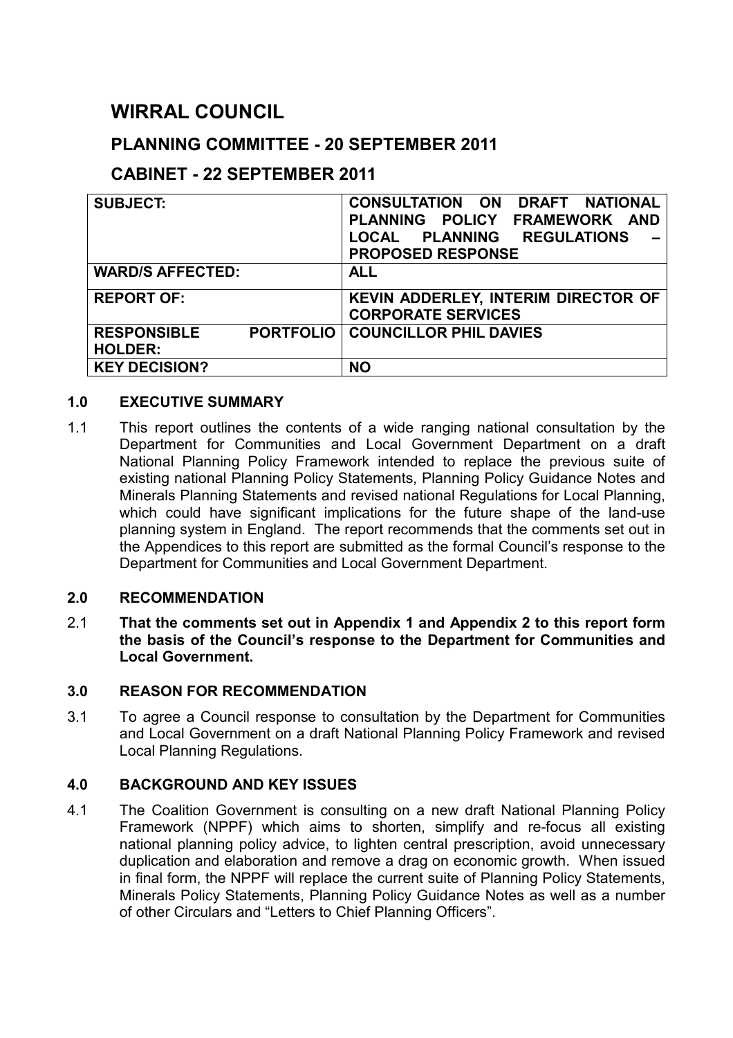# WIRRAL COUNCIL

## PLANNING COMMITTEE - 20 SEPTEMBER 2011

## CABINET - 22 SEPTEMBER 2011

| | |
|---|---|
| **SUBJECT:** | **CONSULTATION ON DRAFT NATIONAL PLANNING POLICY FRAMEWORK AND LOCAL PLANNING REGULATIONS – PROPOSED RESPONSE** |
| **WARD/S AFFECTED:** | **ALL** |
| **REPORT OF:** | **KEVIN ADDERLEY, INTERIM DIRECTOR OF CORPORATE SERVICES** |
| **RESPONSIBLE PORTFOLIO HOLDER:** | **COUNCILLOR PHIL DAVIES** |
| **KEY DECISION?** | **NO** |

### 1.0 EXECUTIVE SUMMARY

1.1 This report outlines the contents of a wide ranging national consultation by the Department for Communities and Local Government Department on a draft National Planning Policy Framework intended to replace the previous suite of existing national Planning Policy Statements, Planning Policy Guidance Notes and Minerals Planning Statements and revised national Regulations for Local Planning, which could have significant implications for the future shape of the land-use planning system in England. The report recommends that the comments set out in the Appendices to this report are submitted as the formal Council's response to the Department for Communities and Local Government Department.

### 2.0 RECOMMENDATION

2.1 **That the comments set out in Appendix 1 and Appendix 2 to this report form the basis of the Council's response to the Department for Communities and Local Government.**

### 3.0 REASON FOR RECOMMENDATION

3.1 To agree a Council response to consultation by the Department for Communities and Local Government on a draft National Planning Policy Framework and revised Local Planning Regulations.

### 4.0 BACKGROUND AND KEY ISSUES

4.1 The Coalition Government is consulting on a new draft National Planning Policy Framework (NPPF) which aims to shorten, simplify and re-focus all existing national planning policy advice, to lighten central prescription, avoid unnecessary duplication and elaboration and remove a drag on economic growth. When issued in final form, the NPPF will replace the current suite of Planning Policy Statements, Minerals Policy Statements, Planning Policy Guidance Notes as well as a number of other Circulars and "Letters to Chief Planning Officers".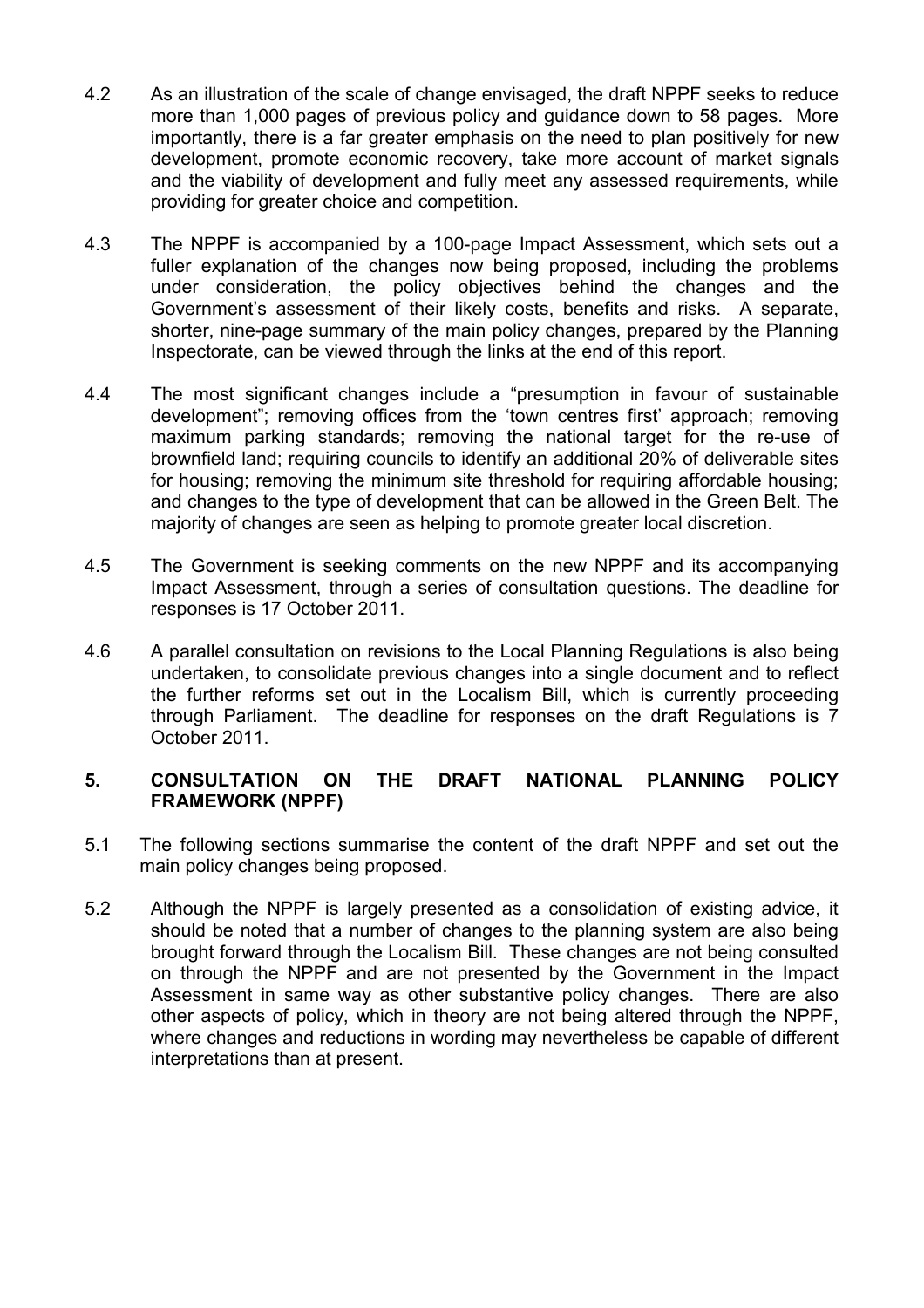4.2 As an illustration of the scale of change envisaged, the draft NPPF seeks to reduce more than 1,000 pages of previous policy and guidance down to 58 pages. More importantly, there is a far greater emphasis on the need to plan positively for new development, promote economic recovery, take more account of market signals and the viability of development and fully meet any assessed requirements, while providing for greater choice and competition.

4.3 The NPPF is accompanied by a 100-page Impact Assessment, which sets out a fuller explanation of the changes now being proposed, including the problems under consideration, the policy objectives behind the changes and the Government's assessment of their likely costs, benefits and risks. A separate, shorter, nine-page summary of the main policy changes, prepared by the Planning Inspectorate, can be viewed through the links at the end of this report.

4.4 The most significant changes include a "presumption in favour of sustainable development"; removing offices from the 'town centres first' approach; removing maximum parking standards; removing the national target for the re-use of brownfield land; requiring councils to identify an additional 20% of deliverable sites for housing; removing the minimum site threshold for requiring affordable housing; and changes to the type of development that can be allowed in the Green Belt. The majority of changes are seen as helping to promote greater local discretion.

4.5 The Government is seeking comments on the new NPPF and its accompanying Impact Assessment, through a series of consultation questions. The deadline for responses is 17 October 2011.

4.6 A parallel consultation on revisions to the Local Planning Regulations is also being undertaken, to consolidate previous changes into a single document and to reflect the further reforms set out in the Localism Bill, which is currently proceeding through Parliament. The deadline for responses on the draft Regulations is 7 October 2011.

## 5. CONSULTATION ON THE DRAFT NATIONAL PLANNING POLICY FRAMEWORK (NPPF)

5.1 The following sections summarise the content of the draft NPPF and set out the main policy changes being proposed.

5.2 Although the NPPF is largely presented as a consolidation of existing advice, it should be noted that a number of changes to the planning system are also being brought forward through the Localism Bill. These changes are not being consulted on through the NPPF and are not presented by the Government in the Impact Assessment in same way as other substantive policy changes. There are also other aspects of policy, which in theory are not being altered through the NPPF, where changes and reductions in wording may nevertheless be capable of different interpretations than at present.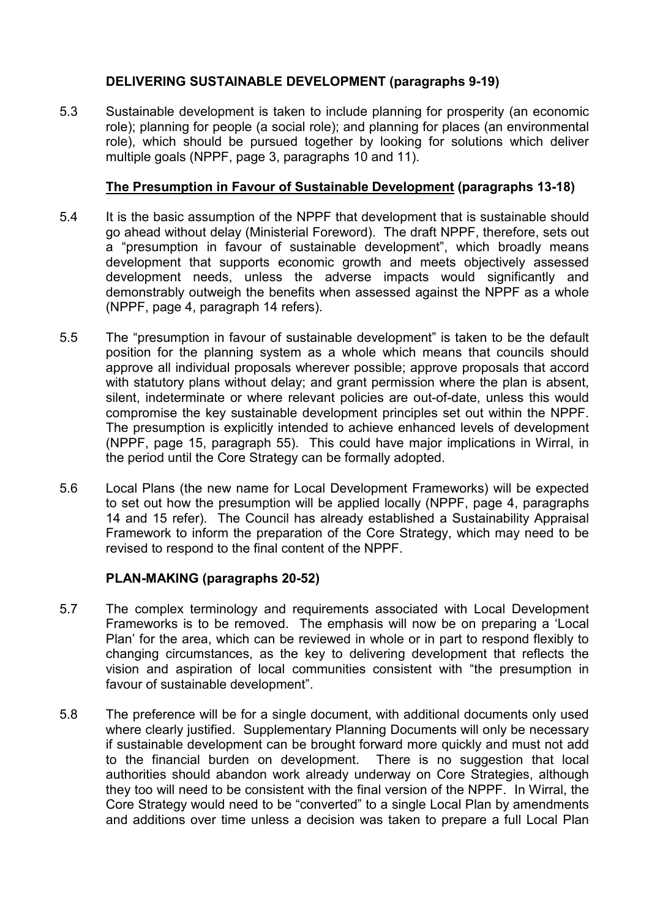## DELIVERING SUSTAINABLE DEVELOPMENT (paragraphs 9-19)

5.3 Sustainable development is taken to include planning for prosperity (an economic role); planning for people (a social role); and planning for places (an environmental role), which should be pursued together by looking for solutions which deliver multiple goals (NPPF, page 3, paragraphs 10 and 11).

### The Presumption in Favour of Sustainable Development (paragraphs 13-18)

5.4 It is the basic assumption of the NPPF that development that is sustainable should go ahead without delay (Ministerial Foreword). The draft NPPF, therefore, sets out a "presumption in favour of sustainable development", which broadly means development that supports economic growth and meets objectively assessed development needs, unless the adverse impacts would significantly and demonstrably outweigh the benefits when assessed against the NPPF as a whole (NPPF, page 4, paragraph 14 refers).

5.5 The "presumption in favour of sustainable development" is taken to be the default position for the planning system as a whole which means that councils should approve all individual proposals wherever possible; approve proposals that accord with statutory plans without delay; and grant permission where the plan is absent, silent, indeterminate or where relevant policies are out-of-date, unless this would compromise the key sustainable development principles set out within the NPPF. The presumption is explicitly intended to achieve enhanced levels of development (NPPF, page 15, paragraph 55). This could have major implications in Wirral, in the period until the Core Strategy can be formally adopted.

5.6 Local Plans (the new name for Local Development Frameworks) will be expected to set out how the presumption will be applied locally (NPPF, page 4, paragraphs 14 and 15 refer). The Council has already established a Sustainability Appraisal Framework to inform the preparation of the Core Strategy, which may need to be revised to respond to the final content of the NPPF.

## PLAN-MAKING (paragraphs 20-52)

5.7 The complex terminology and requirements associated with Local Development Frameworks is to be removed. The emphasis will now be on preparing a 'Local Plan' for the area, which can be reviewed in whole or in part to respond flexibly to changing circumstances, as the key to delivering development that reflects the vision and aspiration of local communities consistent with "the presumption in favour of sustainable development".

5.8 The preference will be for a single document, with additional documents only used where clearly justified. Supplementary Planning Documents will only be necessary if sustainable development can be brought forward more quickly and must not add to the financial burden on development. There is no suggestion that local authorities should abandon work already underway on Core Strategies, although they too will need to be consistent with the final version of the NPPF. In Wirral, the Core Strategy would need to be "converted" to a single Local Plan by amendments and additions over time unless a decision was taken to prepare a full Local Plan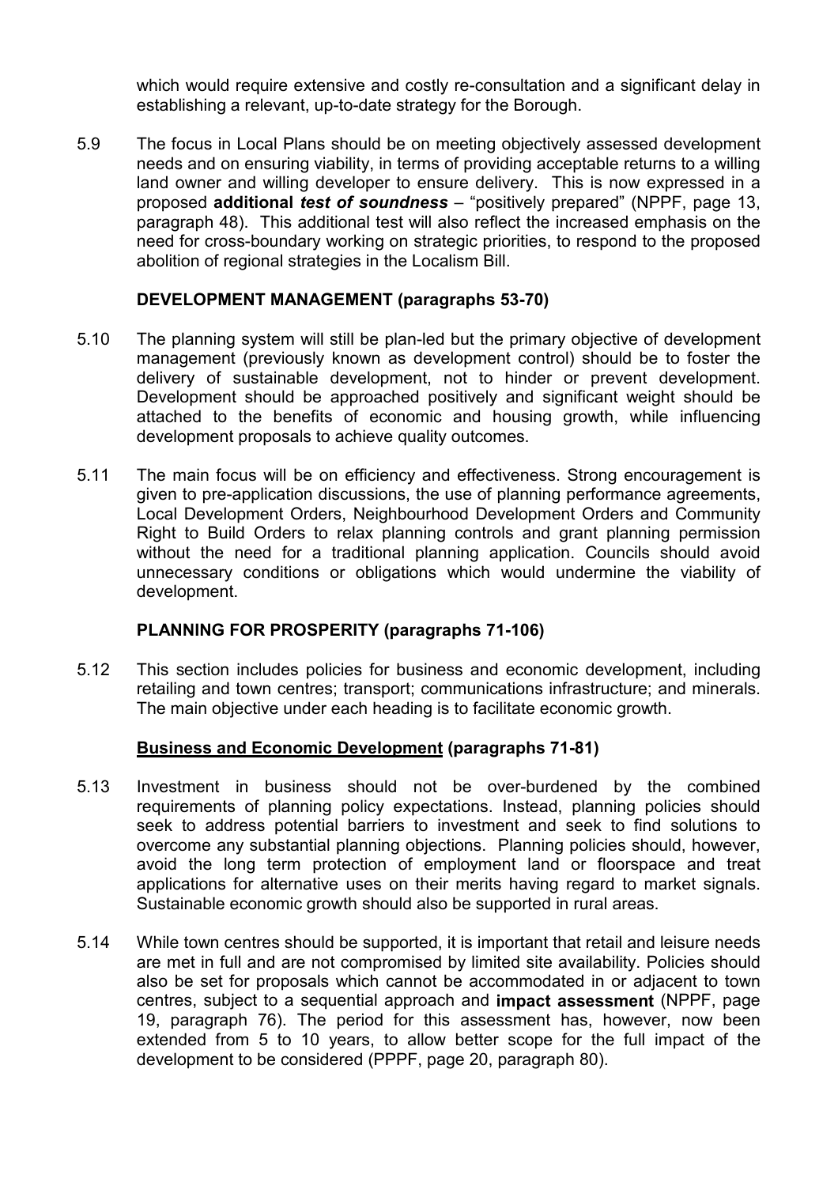which would require extensive and costly re-consultation and a significant delay in establishing a relevant, up-to-date strategy for the Borough.

5.9 The focus in Local Plans should be on meeting objectively assessed development needs and on ensuring viability, in terms of providing acceptable returns to a willing land owner and willing developer to ensure delivery. This is now expressed in a proposed **additional *test of soundness*** – "positively prepared" (NPPF, page 13, paragraph 48). This additional test will also reflect the increased emphasis on the need for cross-boundary working on strategic priorities, to respond to the proposed abolition of regional strategies in the Localism Bill.

### DEVELOPMENT MANAGEMENT (paragraphs 53-70)

5.10 The planning system will still be plan-led but the primary objective of development management (previously known as development control) should be to foster the delivery of sustainable development, not to hinder or prevent development. Development should be approached positively and significant weight should be attached to the benefits of economic and housing growth, while influencing development proposals to achieve quality outcomes.

5.11 The main focus will be on efficiency and effectiveness. Strong encouragement is given to pre-application discussions, the use of planning performance agreements, Local Development Orders, Neighbourhood Development Orders and Community Right to Build Orders to relax planning controls and grant planning permission without the need for a traditional planning application. Councils should avoid unnecessary conditions or obligations which would undermine the viability of development.

### PLANNING FOR PROSPERITY (paragraphs 71-106)

5.12 This section includes policies for business and economic development, including retailing and town centres; transport; communications infrastructure; and minerals. The main objective under each heading is to facilitate economic growth.

#### <u>Business and Economic Development</u> (paragraphs 71-81)

5.13 Investment in business should not be over-burdened by the combined requirements of planning policy expectations. Instead, planning policies should seek to address potential barriers to investment and seek to find solutions to overcome any substantial planning objections. Planning policies should, however, avoid the long term protection of employment land or floorspace and treat applications for alternative uses on their merits having regard to market signals. Sustainable economic growth should also be supported in rural areas.

5.14 While town centres should be supported, it is important that retail and leisure needs are met in full and are not compromised by limited site availability. Policies should also be set for proposals which cannot be accommodated in or adjacent to town centres, subject to a sequential approach and **impact assessment** (NPPF, page 19, paragraph 76). The period for this assessment has, however, now been extended from 5 to 10 years, to allow better scope for the full impact of the development to be considered (PPPF, page 20, paragraph 80).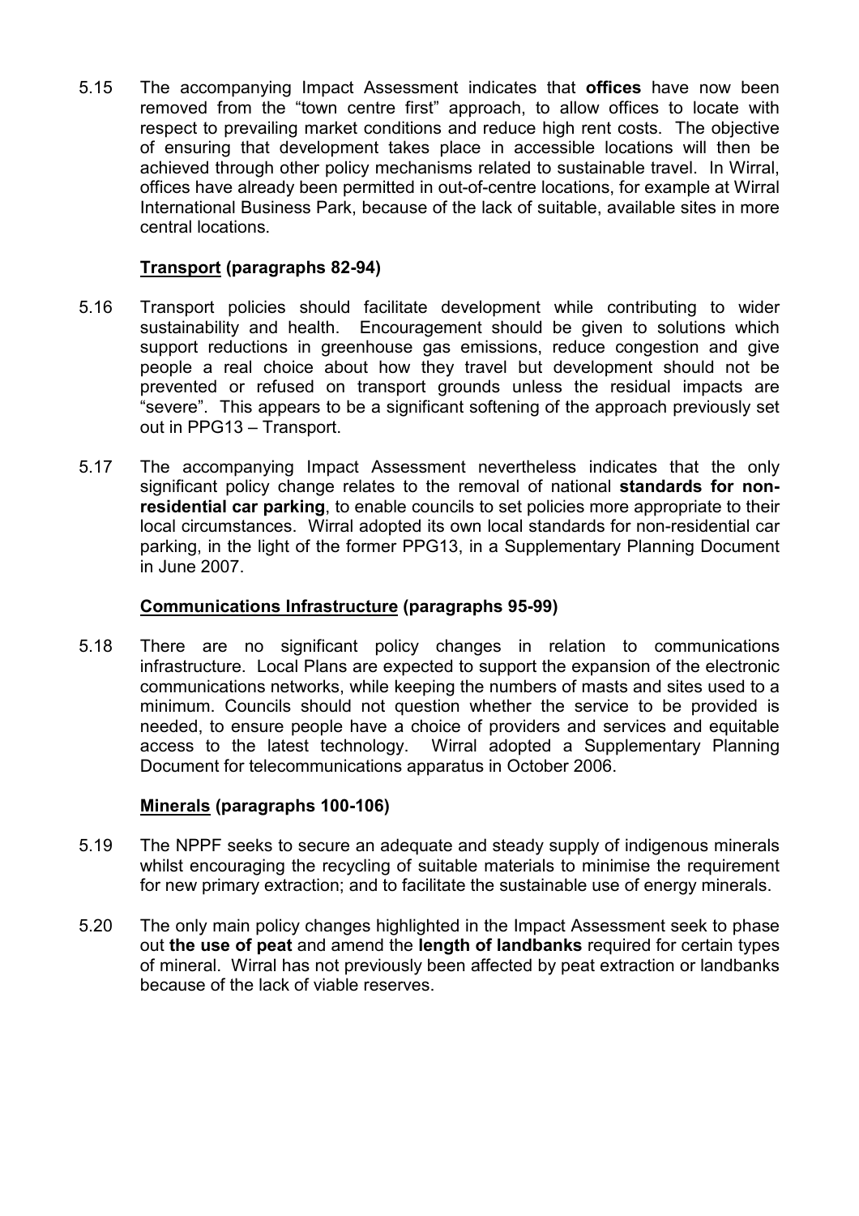5.15 The accompanying Impact Assessment indicates that **offices** have now been removed from the "town centre first" approach, to allow offices to locate with respect to prevailing market conditions and reduce high rent costs. The objective of ensuring that development takes place in accessible locations will then be achieved through other policy mechanisms related to sustainable travel. In Wirral, offices have already been permitted in out-of-centre locations, for example at Wirral International Business Park, because of the lack of suitable, available sites in more central locations.

**Transport (paragraphs 82-94)**

5.16 Transport policies should facilitate development while contributing to wider sustainability and health. Encouragement should be given to solutions which support reductions in greenhouse gas emissions, reduce congestion and give people a real choice about how they travel but development should not be prevented or refused on transport grounds unless the residual impacts are "severe". This appears to be a significant softening of the approach previously set out in PPG13 – Transport.

5.17 The accompanying Impact Assessment nevertheless indicates that the only significant policy change relates to the removal of national **standards for non-residential car parking**, to enable councils to set policies more appropriate to their local circumstances. Wirral adopted its own local standards for non-residential car parking, in the light of the former PPG13, in a Supplementary Planning Document in June 2007.

**Communications Infrastructure (paragraphs 95-99)**

5.18 There are no significant policy changes in relation to communications infrastructure. Local Plans are expected to support the expansion of the electronic communications networks, while keeping the numbers of masts and sites used to a minimum. Councils should not question whether the service to be provided is needed, to ensure people have a choice of providers and services and equitable access to the latest technology. Wirral adopted a Supplementary Planning Document for telecommunications apparatus in October 2006.

**Minerals (paragraphs 100-106)**

5.19 The NPPF seeks to secure an adequate and steady supply of indigenous minerals whilst encouraging the recycling of suitable materials to minimise the requirement for new primary extraction; and to facilitate the sustainable use of energy minerals.

5.20 The only main policy changes highlighted in the Impact Assessment seek to phase out **the use of peat** and amend the **length of landbanks** required for certain types of mineral. Wirral has not previously been affected by peat extraction or landbanks because of the lack of viable reserves.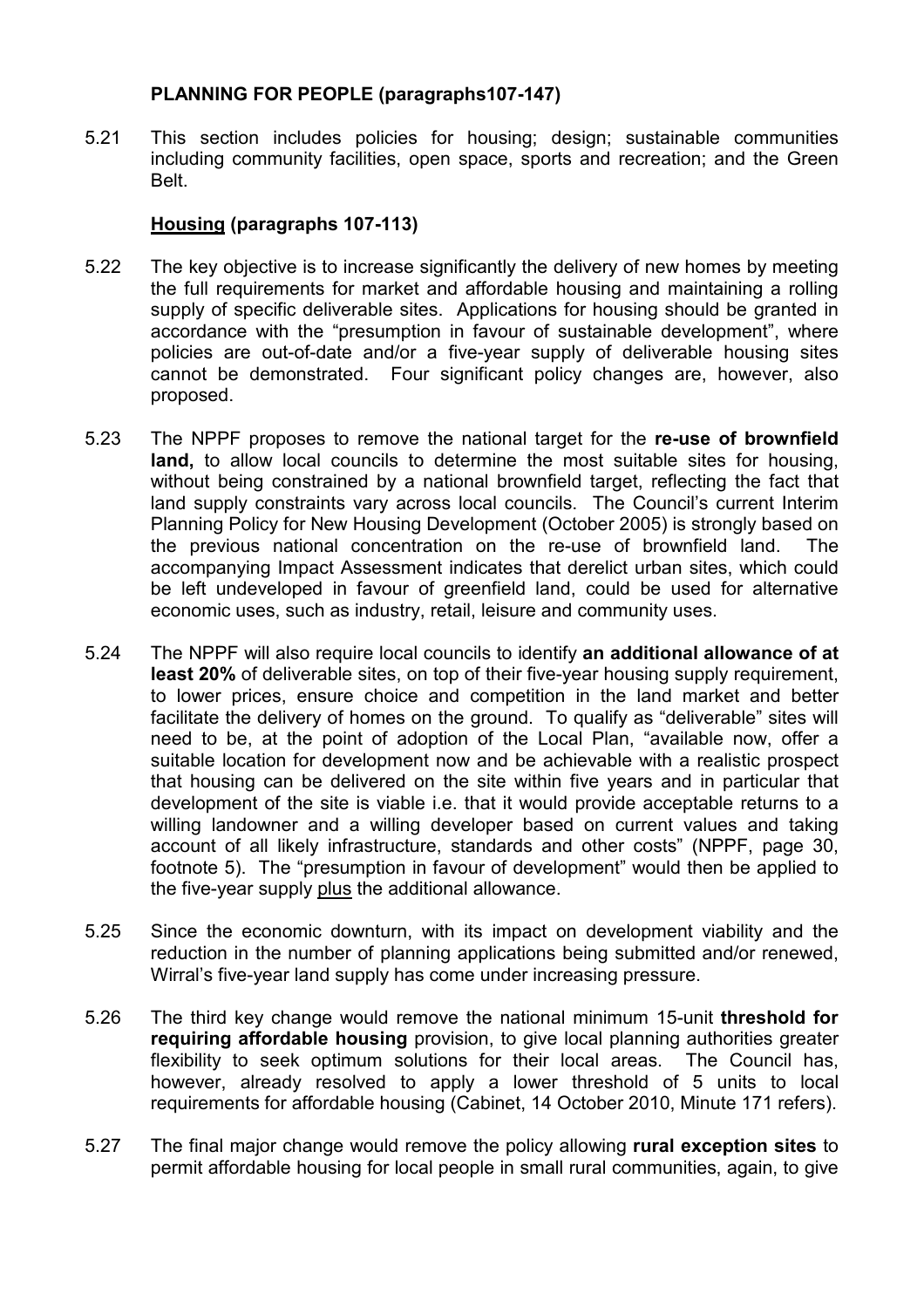**PLANNING FOR PEOPLE (paragraphs107-147)**

5.21 This section includes policies for housing; design; sustainable communities including community facilities, open space, sports and recreation; and the Green Belt.

**Housing (paragraphs 107-113)**

5.22 The key objective is to increase significantly the delivery of new homes by meeting the full requirements for market and affordable housing and maintaining a rolling supply of specific deliverable sites. Applications for housing should be granted in accordance with the "presumption in favour of sustainable development", where policies are out-of-date and/or a five-year supply of deliverable housing sites cannot be demonstrated. Four significant policy changes are, however, also proposed.

5.23 The NPPF proposes to remove the national target for the **re-use of brownfield land,** to allow local councils to determine the most suitable sites for housing, without being constrained by a national brownfield target, reflecting the fact that land supply constraints vary across local councils. The Council's current Interim Planning Policy for New Housing Development (October 2005) is strongly based on the previous national concentration on the re-use of brownfield land. The accompanying Impact Assessment indicates that derelict urban sites, which could be left undeveloped in favour of greenfield land, could be used for alternative economic uses, such as industry, retail, leisure and community uses.

5.24 The NPPF will also require local councils to identify **an additional allowance of at least 20%** of deliverable sites, on top of their five-year housing supply requirement, to lower prices, ensure choice and competition in the land market and better facilitate the delivery of homes on the ground. To qualify as "deliverable" sites will need to be, at the point of adoption of the Local Plan, "available now, offer a suitable location for development now and be achievable with a realistic prospect that housing can be delivered on the site within five years and in particular that development of the site is viable i.e. that it would provide acceptable returns to a willing landowner and a willing developer based on current values and taking account of all likely infrastructure, standards and other costs" (NPPF, page 30, footnote 5). The "presumption in favour of development" would then be applied to the five-year supply <u>plus</u> the additional allowance.

5.25 Since the economic downturn, with its impact on development viability and the reduction in the number of planning applications being submitted and/or renewed, Wirral's five-year land supply has come under increasing pressure.

5.26 The third key change would remove the national minimum 15-unit **threshold for requiring affordable housing** provision, to give local planning authorities greater flexibility to seek optimum solutions for their local areas. The Council has, however, already resolved to apply a lower threshold of 5 units to local requirements for affordable housing (Cabinet, 14 October 2010, Minute 171 refers).

5.27 The final major change would remove the policy allowing **rural exception sites** to permit affordable housing for local people in small rural communities, again, to give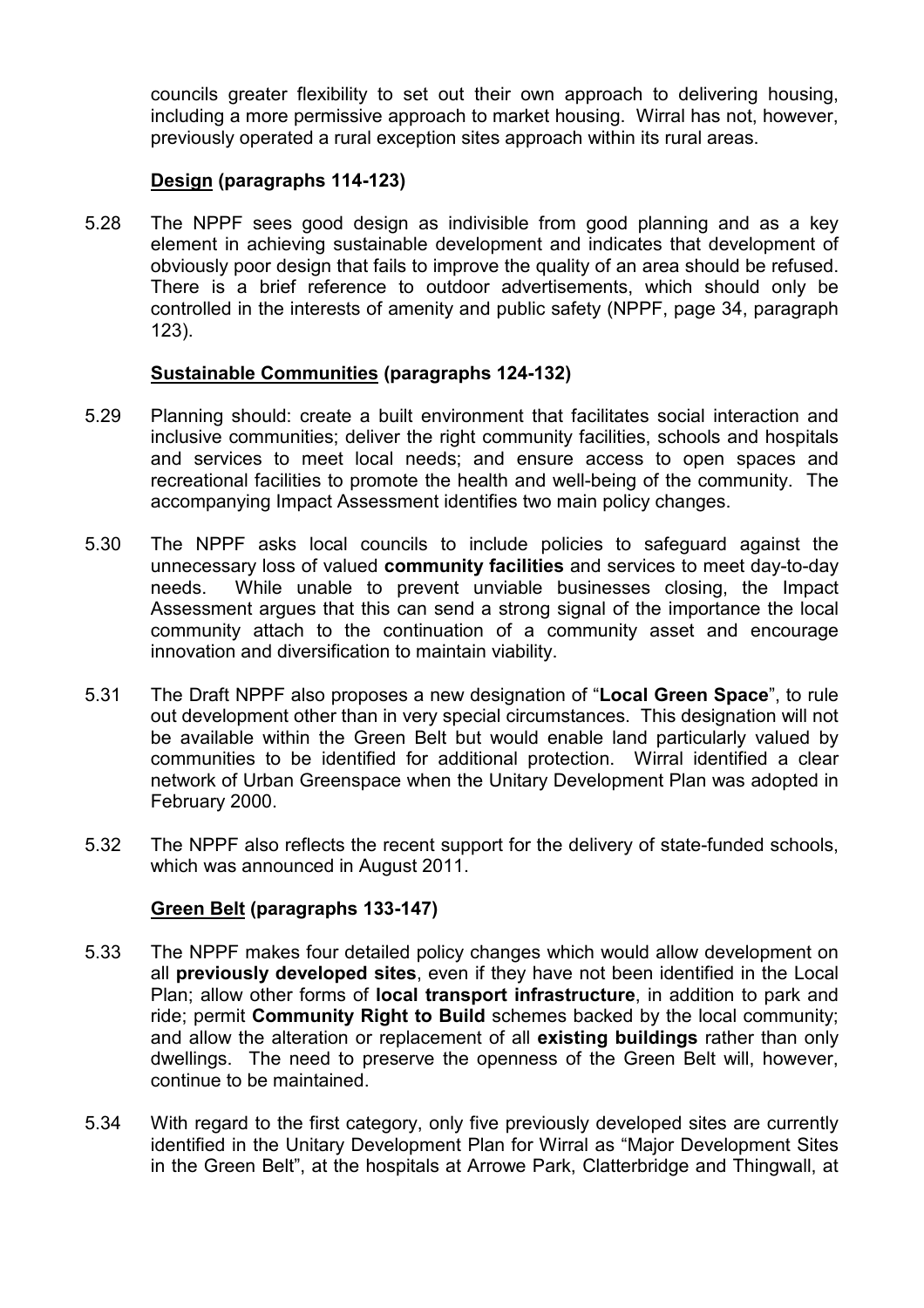councils greater flexibility to set out their own approach to delivering housing, including a more permissive approach to market housing. Wirral has not, however, previously operated a rural exception sites approach within its rural areas.

### **Design** (paragraphs 114-123)

5.28 The NPPF sees good design as indivisible from good planning and as a key element in achieving sustainable development and indicates that development of obviously poor design that fails to improve the quality of an area should be refused. There is a brief reference to outdoor advertisements, which should only be controlled in the interests of amenity and public safety (NPPF, page 34, paragraph 123).

### **Sustainable Communities** (paragraphs 124-132)

5.29 Planning should: create a built environment that facilitates social interaction and inclusive communities; deliver the right community facilities, schools and hospitals and services to meet local needs; and ensure access to open spaces and recreational facilities to promote the health and well-being of the community. The accompanying Impact Assessment identifies two main policy changes.

5.30 The NPPF asks local councils to include policies to safeguard against the unnecessary loss of valued **community facilities** and services to meet day-to-day needs. While unable to prevent unviable businesses closing, the Impact Assessment argues that this can send a strong signal of the importance the local community attach to the continuation of a community asset and encourage innovation and diversification to maintain viability.

5.31 The Draft NPPF also proposes a new designation of "**Local Green Space**", to rule out development other than in very special circumstances. This designation will not be available within the Green Belt but would enable land particularly valued by communities to be identified for additional protection. Wirral identified a clear network of Urban Greenspace when the Unitary Development Plan was adopted in February 2000.

5.32 The NPPF also reflects the recent support for the delivery of state-funded schools, which was announced in August 2011.

### **Green Belt** (paragraphs 133-147)

5.33 The NPPF makes four detailed policy changes which would allow development on all **previously developed sites**, even if they have not been identified in the Local Plan; allow other forms of **local transport infrastructure**, in addition to park and ride; permit **Community Right to Build** schemes backed by the local community; and allow the alteration or replacement of all **existing buildings** rather than only dwellings. The need to preserve the openness of the Green Belt will, however, continue to be maintained.

5.34 With regard to the first category, only five previously developed sites are currently identified in the Unitary Development Plan for Wirral as "Major Development Sites in the Green Belt", at the hospitals at Arrowe Park, Clatterbridge and Thingwall, at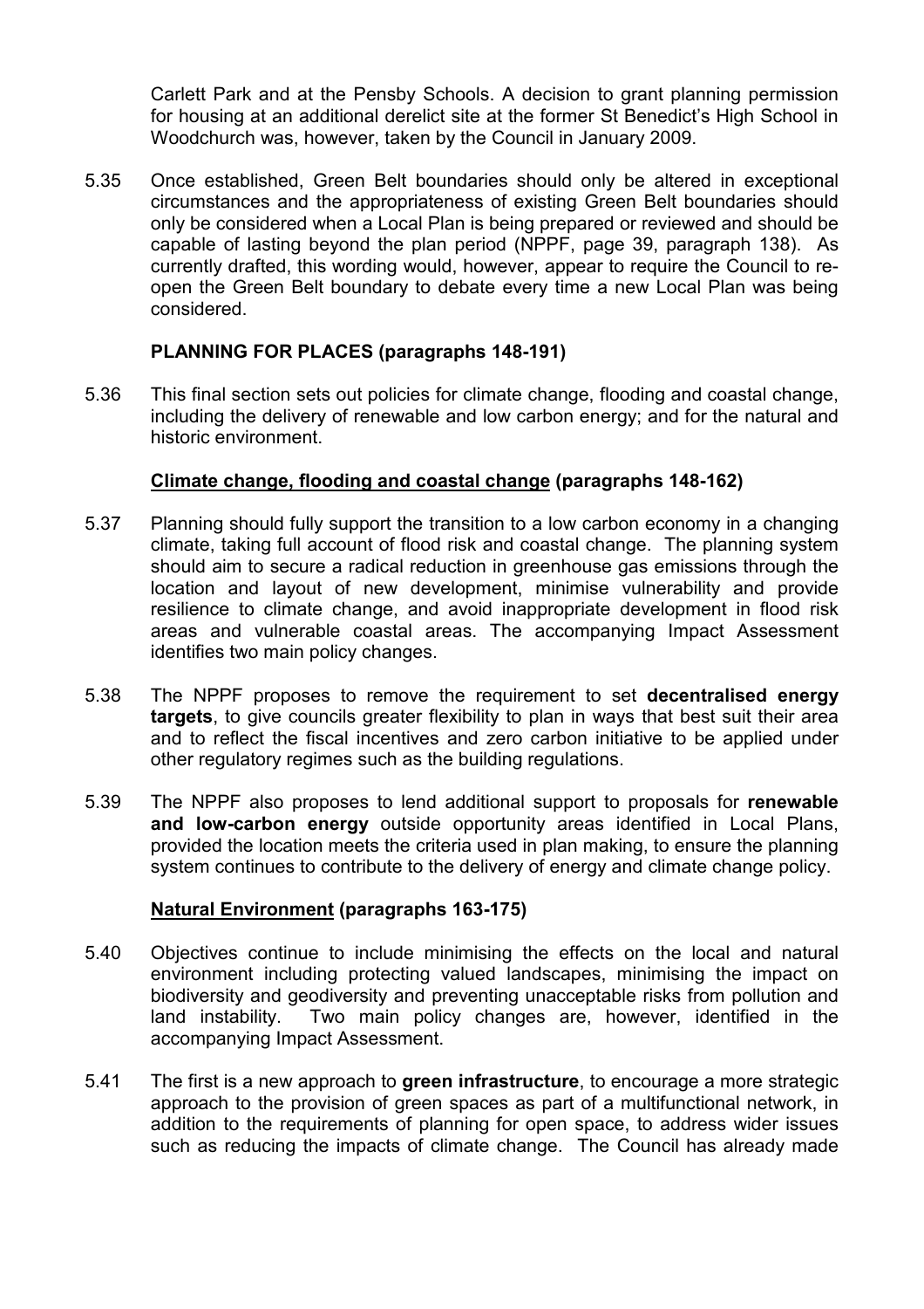Carlett Park and at the Pensby Schools. A decision to grant planning permission for housing at an additional derelict site at the former St Benedict's High School in Woodchurch was, however, taken by the Council in January 2009.

5.35 Once established, Green Belt boundaries should only be altered in exceptional circumstances and the appropriateness of existing Green Belt boundaries should only be considered when a Local Plan is being prepared or reviewed and should be capable of lasting beyond the plan period (NPPF, page 39, paragraph 138). As currently drafted, this wording would, however, appear to require the Council to re-open the Green Belt boundary to debate every time a new Local Plan was being considered.

**PLANNING FOR PLACES (paragraphs 148-191)**

5.36 This final section sets out policies for climate change, flooding and coastal change, including the delivery of renewable and low carbon energy; and for the natural and historic environment.

**Climate change, flooding and coastal change (paragraphs 148-162)**

5.37 Planning should fully support the transition to a low carbon economy in a changing climate, taking full account of flood risk and coastal change. The planning system should aim to secure a radical reduction in greenhouse gas emissions through the location and layout of new development, minimise vulnerability and provide resilience to climate change, and avoid inappropriate development in flood risk areas and vulnerable coastal areas. The accompanying Impact Assessment identifies two main policy changes.

5.38 The NPPF proposes to remove the requirement to set **decentralised energy targets**, to give councils greater flexibility to plan in ways that best suit their area and to reflect the fiscal incentives and zero carbon initiative to be applied under other regulatory regimes such as the building regulations.

5.39 The NPPF also proposes to lend additional support to proposals for **renewable and low-carbon energy** outside opportunity areas identified in Local Plans, provided the location meets the criteria used in plan making, to ensure the planning system continues to contribute to the delivery of energy and climate change policy.

**Natural Environment (paragraphs 163-175)**

5.40 Objectives continue to include minimising the effects on the local and natural environment including protecting valued landscapes, minimising the impact on biodiversity and geodiversity and preventing unacceptable risks from pollution and land instability. Two main policy changes are, however, identified in the accompanying Impact Assessment.

5.41 The first is a new approach to **green infrastructure**, to encourage a more strategic approach to the provision of green spaces as part of a multifunctional network, in addition to the requirements of planning for open space, to address wider issues such as reducing the impacts of climate change. The Council has already made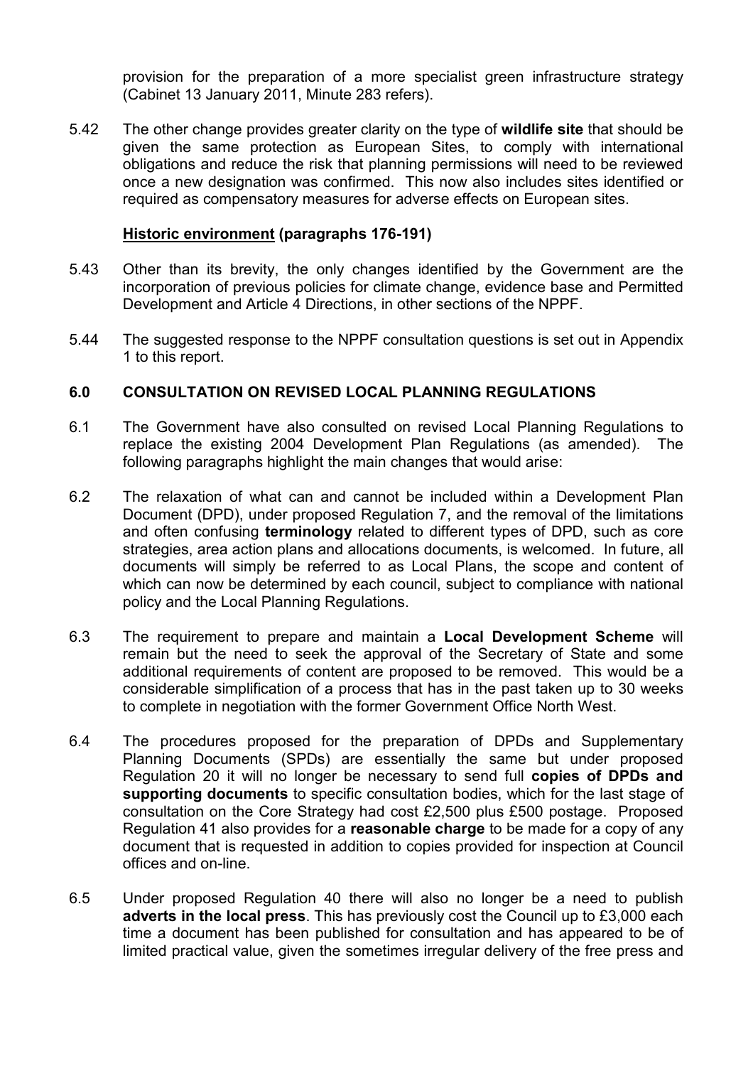provision for the preparation of a more specialist green infrastructure strategy (Cabinet 13 January 2011, Minute 283 refers).

5.42 The other change provides greater clarity on the type of **wildlife site** that should be given the same protection as European Sites, to comply with international obligations and reduce the risk that planning permissions will need to be reviewed once a new designation was confirmed. This now also includes sites identified or required as compensatory measures for adverse effects on European sites.

**Historic environment (paragraphs 176-191)**

5.43 Other than its brevity, the only changes identified by the Government are the incorporation of previous policies for climate change, evidence base and Permitted Development and Article 4 Directions, in other sections of the NPPF.

5.44 The suggested response to the NPPF consultation questions is set out in Appendix 1 to this report.

## 6.0 CONSULTATION ON REVISED LOCAL PLANNING REGULATIONS

6.1 The Government have also consulted on revised Local Planning Regulations to replace the existing 2004 Development Plan Regulations (as amended). The following paragraphs highlight the main changes that would arise:

6.2 The relaxation of what can and cannot be included within a Development Plan Document (DPD), under proposed Regulation 7, and the removal of the limitations and often confusing **terminology** related to different types of DPD, such as core strategies, area action plans and allocations documents, is welcomed. In future, all documents will simply be referred to as Local Plans, the scope and content of which can now be determined by each council, subject to compliance with national policy and the Local Planning Regulations.

6.3 The requirement to prepare and maintain a **Local Development Scheme** will remain but the need to seek the approval of the Secretary of State and some additional requirements of content are proposed to be removed. This would be a considerable simplification of a process that has in the past taken up to 30 weeks to complete in negotiation with the former Government Office North West.

6.4 The procedures proposed for the preparation of DPDs and Supplementary Planning Documents (SPDs) are essentially the same but under proposed Regulation 20 it will no longer be necessary to send full **copies of DPDs and supporting documents** to specific consultation bodies, which for the last stage of consultation on the Core Strategy had cost £2,500 plus £500 postage. Proposed Regulation 41 also provides for a **reasonable charge** to be made for a copy of any document that is requested in addition to copies provided for inspection at Council offices and on-line.

6.5 Under proposed Regulation 40 there will also no longer be a need to publish **adverts in the local press**. This has previously cost the Council up to £3,000 each time a document has been published for consultation and has appeared to be of limited practical value, given the sometimes irregular delivery of the free press and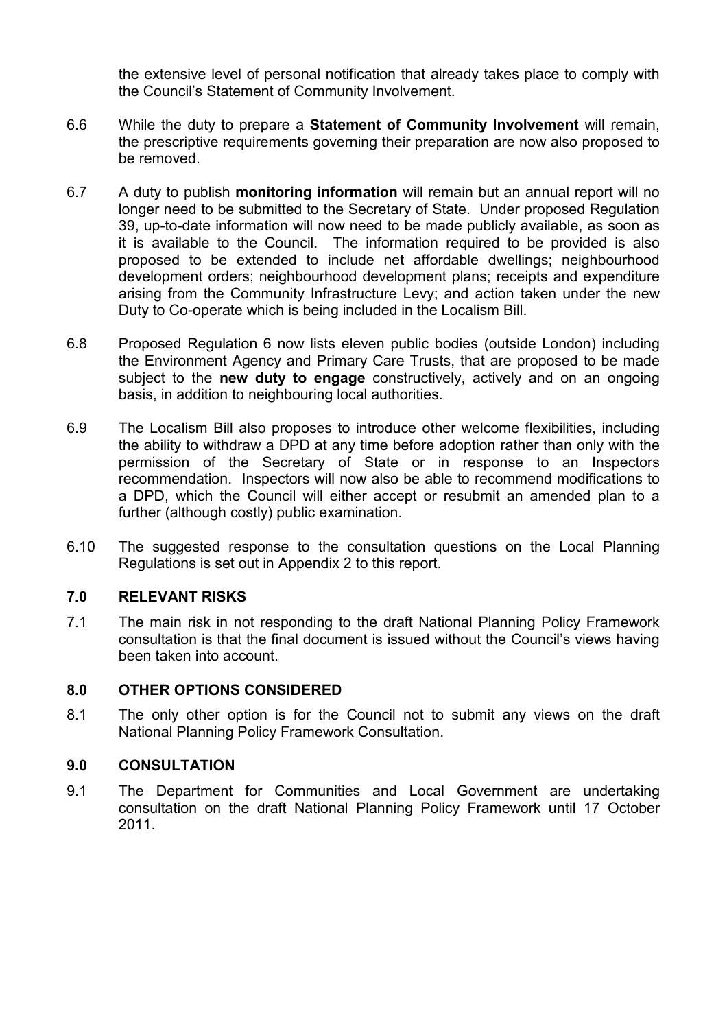the extensive level of personal notification that already takes place to comply with the Council's Statement of Community Involvement.

6.6 While the duty to prepare a **Statement of Community Involvement** will remain, the prescriptive requirements governing their preparation are now also proposed to be removed.

6.7 A duty to publish **monitoring information** will remain but an annual report will no longer need to be submitted to the Secretary of State. Under proposed Regulation 39, up-to-date information will now need to be made publicly available, as soon as it is available to the Council. The information required to be provided is also proposed to be extended to include net affordable dwellings; neighbourhood development orders; neighbourhood development plans; receipts and expenditure arising from the Community Infrastructure Levy; and action taken under the new Duty to Co-operate which is being included in the Localism Bill.

6.8 Proposed Regulation 6 now lists eleven public bodies (outside London) including the Environment Agency and Primary Care Trusts, that are proposed to be made subject to the **new duty to engage** constructively, actively and on an ongoing basis, in addition to neighbouring local authorities.

6.9 The Localism Bill also proposes to introduce other welcome flexibilities, including the ability to withdraw a DPD at any time before adoption rather than only with the permission of the Secretary of State or in response to an Inspectors recommendation. Inspectors will now also be able to recommend modifications to a DPD, which the Council will either accept or resubmit an amended plan to a further (although costly) public examination.

6.10 The suggested response to the consultation questions on the Local Planning Regulations is set out in Appendix 2 to this report.

## 7.0 RELEVANT RISKS

7.1 The main risk in not responding to the draft National Planning Policy Framework consultation is that the final document is issued without the Council's views having been taken into account.

## 8.0 OTHER OPTIONS CONSIDERED

8.1 The only other option is for the Council not to submit any views on the draft National Planning Policy Framework Consultation.

## 9.0 CONSULTATION

9.1 The Department for Communities and Local Government are undertaking consultation on the draft National Planning Policy Framework until 17 October 2011.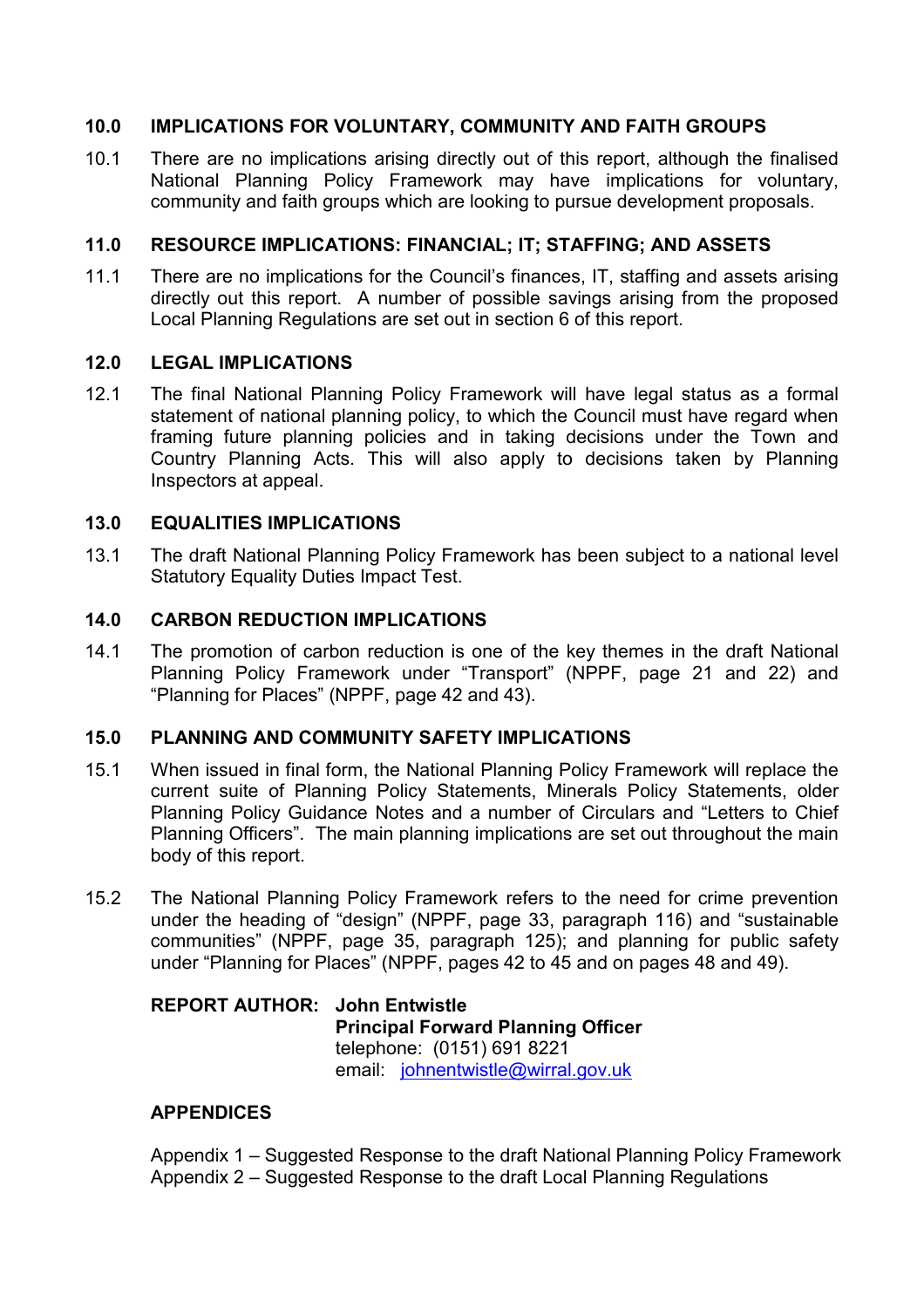## 10.0 IMPLICATIONS FOR VOLUNTARY, COMMUNITY AND FAITH GROUPS

10.1 There are no implications arising directly out of this report, although the finalised National Planning Policy Framework may have implications for voluntary, community and faith groups which are looking to pursue development proposals.

## 11.0 RESOURCE IMPLICATIONS: FINANCIAL; IT; STAFFING; AND ASSETS

11.1 There are no implications for the Council's finances, IT, staffing and assets arising directly out this report. A number of possible savings arising from the proposed Local Planning Regulations are set out in section 6 of this report.

## 12.0 LEGAL IMPLICATIONS

12.1 The final National Planning Policy Framework will have legal status as a formal statement of national planning policy, to which the Council must have regard when framing future planning policies and in taking decisions under the Town and Country Planning Acts. This will also apply to decisions taken by Planning Inspectors at appeal.

## 13.0 EQUALITIES IMPLICATIONS

13.1 The draft National Planning Policy Framework has been subject to a national level Statutory Equality Duties Impact Test.

## 14.0 CARBON REDUCTION IMPLICATIONS

14.1 The promotion of carbon reduction is one of the key themes in the draft National Planning Policy Framework under "Transport" (NPPF, page 21 and 22) and "Planning for Places" (NPPF, page 42 and 43).

## 15.0 PLANNING AND COMMUNITY SAFETY IMPLICATIONS

15.1 When issued in final form, the National Planning Policy Framework will replace the current suite of Planning Policy Statements, Minerals Policy Statements, older Planning Policy Guidance Notes and a number of Circulars and "Letters to Chief Planning Officers". The main planning implications are set out throughout the main body of this report.

15.2 The National Planning Policy Framework refers to the need for crime prevention under the heading of "design" (NPPF, page 33, paragraph 116) and "sustainable communities" (NPPF, page 35, paragraph 125); and planning for public safety under "Planning for Places" (NPPF, pages 42 to 45 and on pages 48 and 49).

**REPORT AUTHOR:** **John Entwistle**
**Principal Forward Planning Officer**
telephone: (0151) 691 8221
email: johnentwistle@wirral.gov.uk

## APPENDICES

Appendix 1 – Suggested Response to the draft National Planning Policy Framework
Appendix 2 – Suggested Response to the draft Local Planning Regulations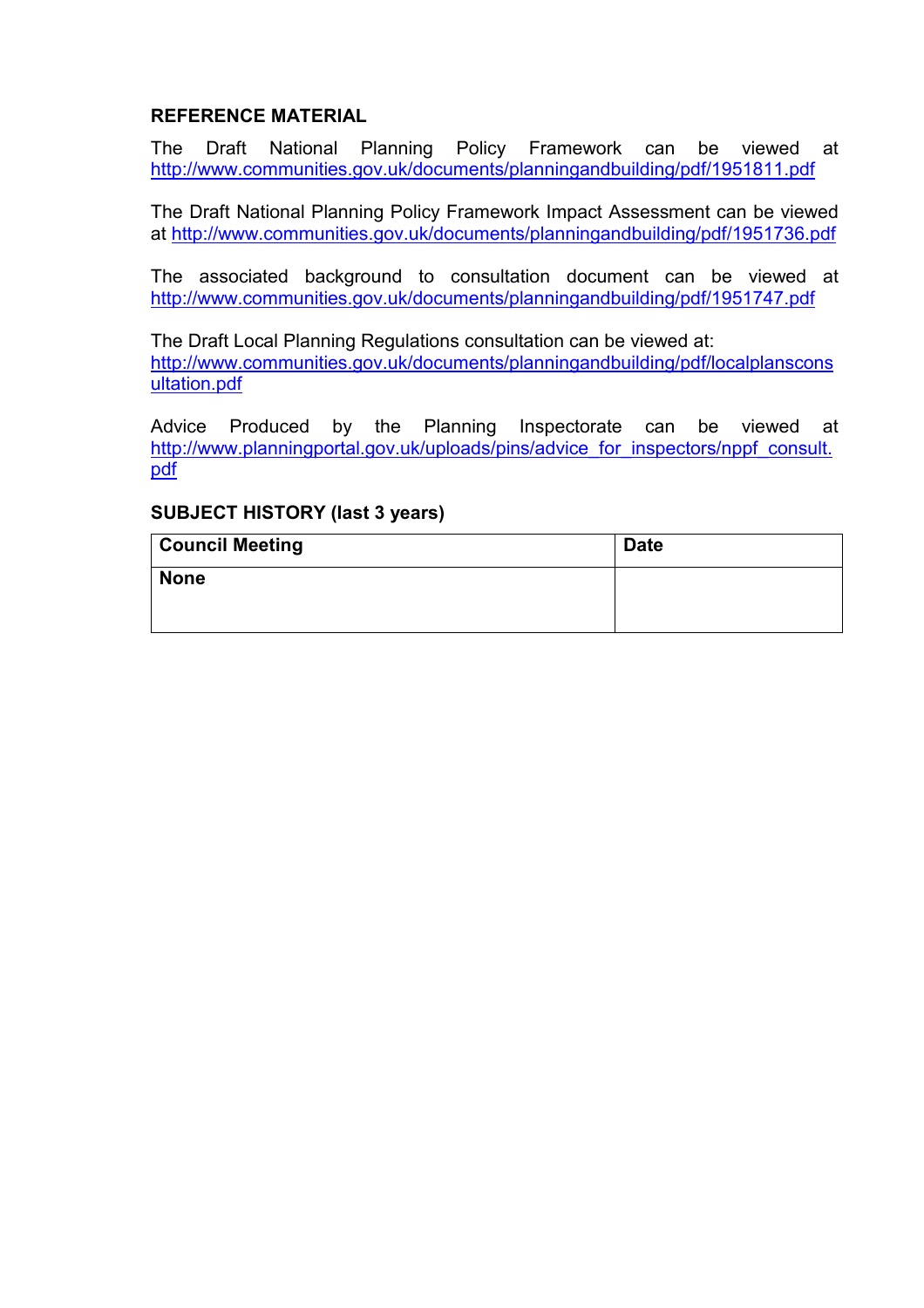**REFERENCE MATERIAL**

The Draft National Planning Policy Framework can be viewed at http://www.communities.gov.uk/documents/planningandbuilding/pdf/1951811.pdf

The Draft National Planning Policy Framework Impact Assessment can be viewed at http://www.communities.gov.uk/documents/planningandbuilding/pdf/1951736.pdf

The associated background to consultation document can be viewed at http://www.communities.gov.uk/documents/planningandbuilding/pdf/1951747.pdf

The Draft Local Planning Regulations consultation can be viewed at:
http://www.communities.gov.uk/documents/planningandbuilding/pdf/localplansconsultation.pdf

Advice Produced by the Planning Inspectorate can be viewed at http://www.planningportal.gov.uk/uploads/pins/advice_for_inspectors/nppf_consult.pdf

**SUBJECT HISTORY (last 3 years)**

| Council Meeting | Date |
|---|---|
| **None** | |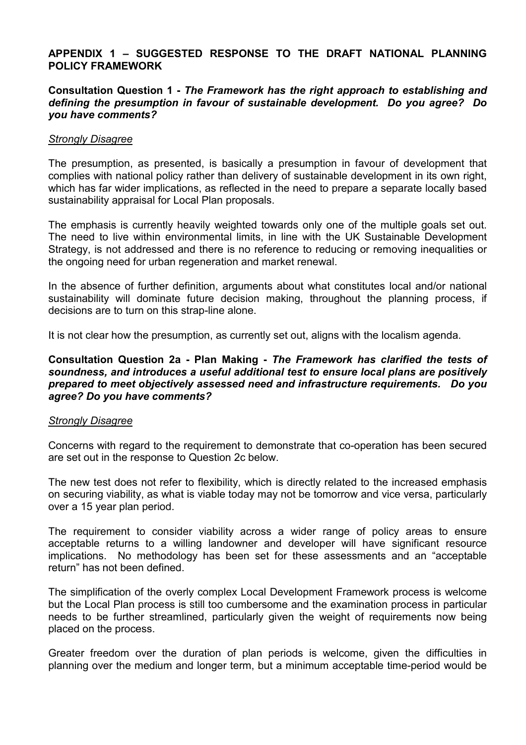**APPENDIX 1 – SUGGESTED RESPONSE TO THE DRAFT NATIONAL PLANNING POLICY FRAMEWORK**

**Consultation Question 1 -** ***The Framework has the right approach to establishing and defining the presumption in favour of sustainable development. Do you agree? Do you have comments?***

*Strongly Disagree*

The presumption, as presented, is basically a presumption in favour of development that complies with national policy rather than delivery of sustainable development in its own right, which has far wider implications, as reflected in the need to prepare a separate locally based sustainability appraisal for Local Plan proposals.

The emphasis is currently heavily weighted towards only one of the multiple goals set out. The need to live within environmental limits, in line with the UK Sustainable Development Strategy, is not addressed and there is no reference to reducing or removing inequalities or the ongoing need for urban regeneration and market renewal.

In the absence of further definition, arguments about what constitutes local and/or national sustainability will dominate future decision making, throughout the planning process, if decisions are to turn on this strap-line alone.

It is not clear how the presumption, as currently set out, aligns with the localism agenda.

**Consultation Question 2a - Plan Making -** ***The Framework has clarified the tests of soundness, and introduces a useful additional test to ensure local plans are positively prepared to meet objectively assessed need and infrastructure requirements. Do you agree? Do you have comments?***

*Strongly Disagree*

Concerns with regard to the requirement to demonstrate that co-operation has been secured are set out in the response to Question 2c below.

The new test does not refer to flexibility, which is directly related to the increased emphasis on securing viability, as what is viable today may not be tomorrow and vice versa, particularly over a 15 year plan period.

The requirement to consider viability across a wider range of policy areas to ensure acceptable returns to a willing landowner and developer will have significant resource implications. No methodology has been set for these assessments and an "acceptable return" has not been defined.

The simplification of the overly complex Local Development Framework process is welcome but the Local Plan process is still too cumbersome and the examination process in particular needs to be further streamlined, particularly given the weight of requirements now being placed on the process.

Greater freedom over the duration of plan periods is welcome, given the difficulties in planning over the medium and longer term, but a minimum acceptable time-period would be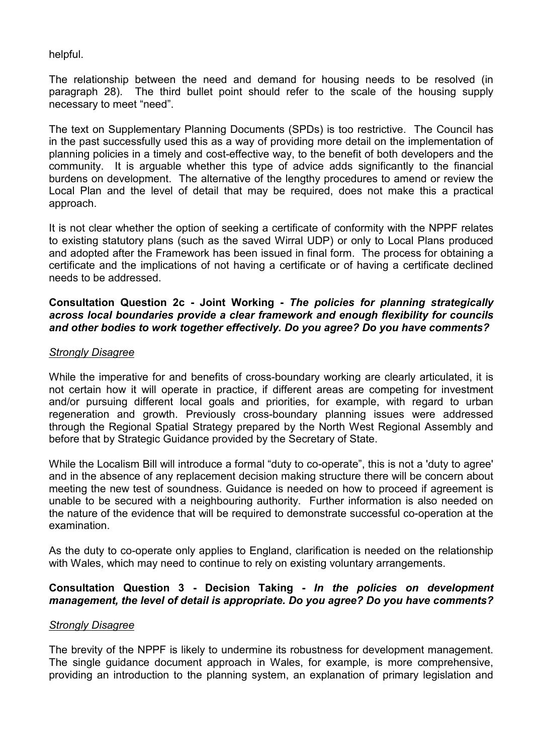helpful.

The relationship between the need and demand for housing needs to be resolved (in paragraph 28). The third bullet point should refer to the scale of the housing supply necessary to meet "need".

The text on Supplementary Planning Documents (SPDs) is too restrictive. The Council has in the past successfully used this as a way of providing more detail on the implementation of planning policies in a timely and cost-effective way, to the benefit of both developers and the community. It is arguable whether this type of advice adds significantly to the financial burdens on development. The alternative of the lengthy procedures to amend or review the Local Plan and the level of detail that may be required, does not make this a practical approach.

It is not clear whether the option of seeking a certificate of conformity with the NPPF relates to existing statutory plans (such as the saved Wirral UDP) or only to Local Plans produced and adopted after the Framework has been issued in final form. The process for obtaining a certificate and the implications of not having a certificate or of having a certificate declined needs to be addressed.

**Consultation Question 2c - Joint Working -** ***The policies for planning strategically across local boundaries provide a clear framework and enough flexibility for councils and other bodies to work together effectively. Do you agree? Do you have comments?***

*Strongly Disagree*

While the imperative for and benefits of cross-boundary working are clearly articulated, it is not certain how it will operate in practice, if different areas are competing for investment and/or pursuing different local goals and priorities, for example, with regard to urban regeneration and growth. Previously cross-boundary planning issues were addressed through the Regional Spatial Strategy prepared by the North West Regional Assembly and before that by Strategic Guidance provided by the Secretary of State.

While the Localism Bill will introduce a formal "duty to co-operate", this is not a 'duty to agree' and in the absence of any replacement decision making structure there will be concern about meeting the new test of soundness. Guidance is needed on how to proceed if agreement is unable to be secured with a neighbouring authority. Further information is also needed on the nature of the evidence that will be required to demonstrate successful co-operation at the examination.

As the duty to co-operate only applies to England, clarification is needed on the relationship with Wales, which may need to continue to rely on existing voluntary arrangements.

**Consultation Question 3 - Decision Taking -** ***In the policies on development management, the level of detail is appropriate. Do you agree? Do you have comments?***

*Strongly Disagree*

The brevity of the NPPF is likely to undermine its robustness for development management. The single guidance document approach in Wales, for example, is more comprehensive, providing an introduction to the planning system, an explanation of primary legislation and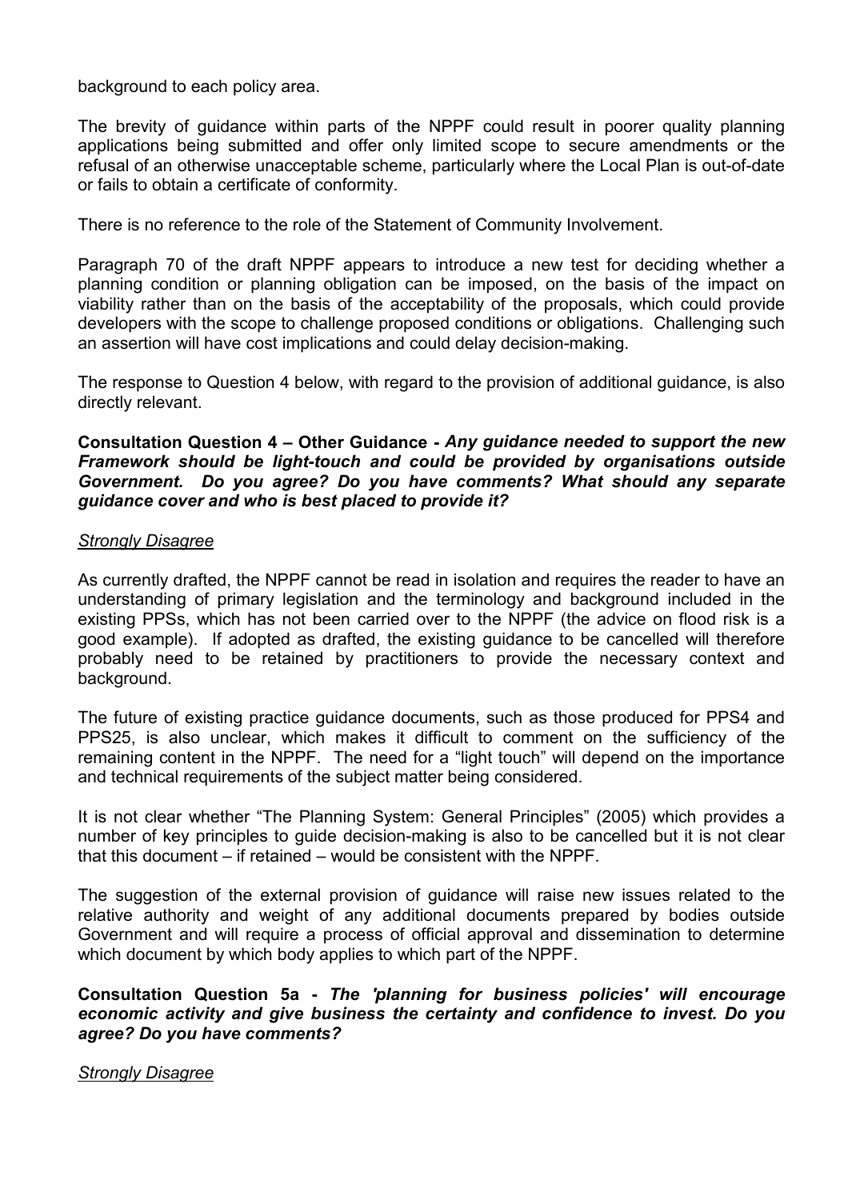background to each policy area.

The brevity of guidance within parts of the NPPF could result in poorer quality planning applications being submitted and offer only limited scope to secure amendments or the refusal of an otherwise unacceptable scheme, particularly where the Local Plan is out-of-date or fails to obtain a certificate of conformity.

There is no reference to the role of the Statement of Community Involvement.

Paragraph 70 of the draft NPPF appears to introduce a new test for deciding whether a planning condition or planning obligation can be imposed, on the basis of the impact on viability rather than on the basis of the acceptability of the proposals, which could provide developers with the scope to challenge proposed conditions or obligations. Challenging such an assertion will have cost implications and could delay decision-making.

The response to Question 4 below, with regard to the provision of additional guidance, is also directly relevant.

**Consultation Question 4 – Other Guidance -** ***Any guidance needed to support the new Framework should be light-touch and could be provided by organisations outside Government. Do you agree? Do you have comments? What should any separate guidance cover and who is best placed to provide it?***

*Strongly Disagree*

As currently drafted, the NPPF cannot be read in isolation and requires the reader to have an understanding of primary legislation and the terminology and background included in the existing PPSs, which has not been carried over to the NPPF (the advice on flood risk is a good example). If adopted as drafted, the existing guidance to be cancelled will therefore probably need to be retained by practitioners to provide the necessary context and background.

The future of existing practice guidance documents, such as those produced for PPS4 and PPS25, is also unclear, which makes it difficult to comment on the sufficiency of the remaining content in the NPPF. The need for a "light touch" will depend on the importance and technical requirements of the subject matter being considered.

It is not clear whether "The Planning System: General Principles" (2005) which provides a number of key principles to guide decision-making is also to be cancelled but it is not clear that this document – if retained – would be consistent with the NPPF.

The suggestion of the external provision of guidance will raise new issues related to the relative authority and weight of any additional documents prepared by bodies outside Government and will require a process of official approval and dissemination to determine which document by which body applies to which part of the NPPF.

**Consultation Question 5a -** ***The 'planning for business policies' will encourage economic activity and give business the certainty and confidence to invest. Do you agree? Do you have comments?***

*Strongly Disagree*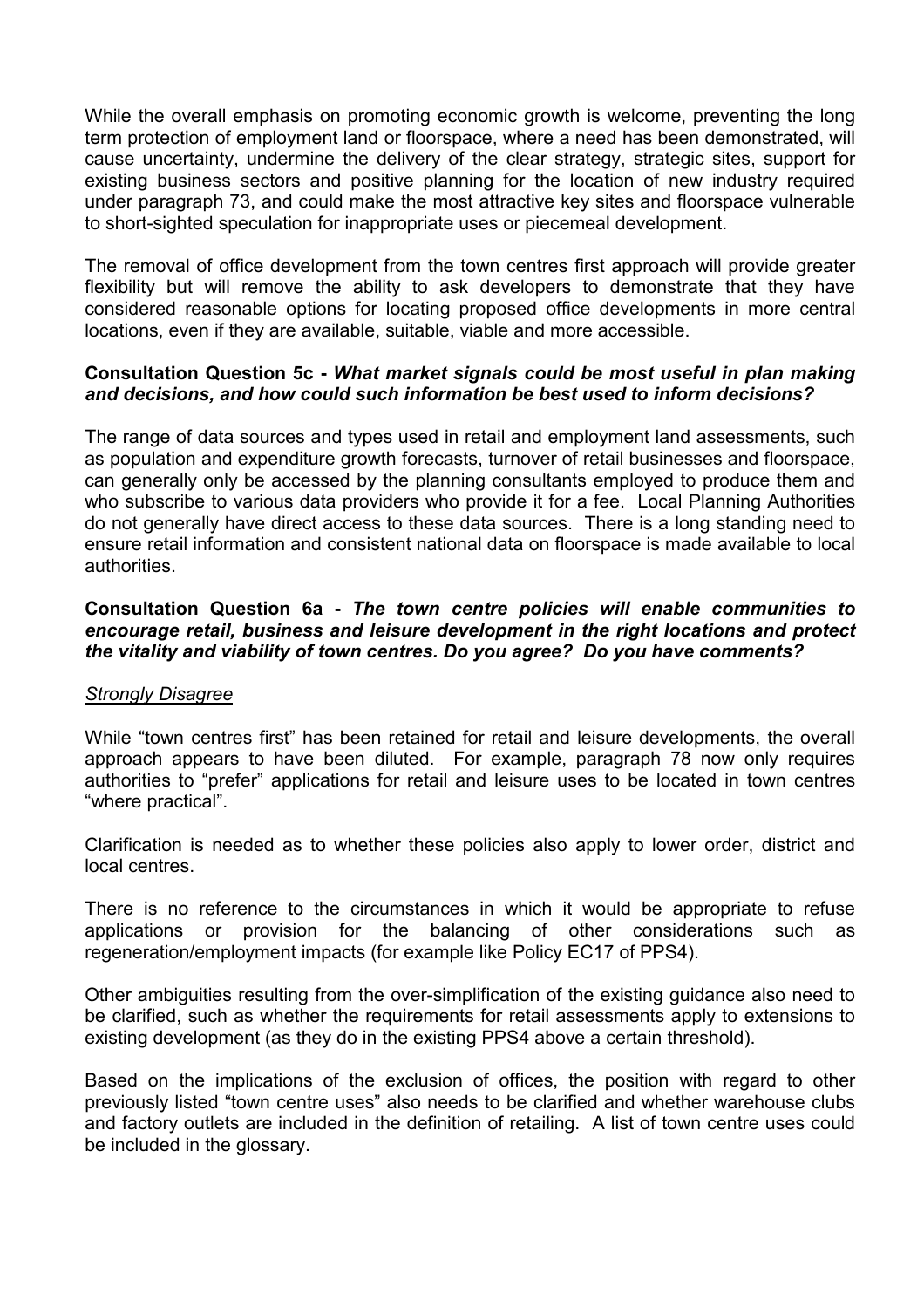While the overall emphasis on promoting economic growth is welcome, preventing the long term protection of employment land or floorspace, where a need has been demonstrated, will cause uncertainty, undermine the delivery of the clear strategy, strategic sites, support for existing business sectors and positive planning for the location of new industry required under paragraph 73, and could make the most attractive key sites and floorspace vulnerable to short-sighted speculation for inappropriate uses or piecemeal development.

The removal of office development from the town centres first approach will provide greater flexibility but will remove the ability to ask developers to demonstrate that they have considered reasonable options for locating proposed office developments in more central locations, even if they are available, suitable, viable and more accessible.

**Consultation Question 5c -** ***What market signals could be most useful in plan making and decisions, and how could such information be best used to inform decisions?***

The range of data sources and types used in retail and employment land assessments, such as population and expenditure growth forecasts, turnover of retail businesses and floorspace, can generally only be accessed by the planning consultants employed to produce them and who subscribe to various data providers who provide it for a fee. Local Planning Authorities do not generally have direct access to these data sources. There is a long standing need to ensure retail information and consistent national data on floorspace is made available to local authorities.

**Consultation Question 6a -** ***The town centre policies will enable communities to encourage retail, business and leisure development in the right locations and protect the vitality and viability of town centres. Do you agree? Do you have comments?***

*Strongly Disagree*

While "town centres first" has been retained for retail and leisure developments, the overall approach appears to have been diluted. For example, paragraph 78 now only requires authorities to "prefer" applications for retail and leisure uses to be located in town centres "where practical".

Clarification is needed as to whether these policies also apply to lower order, district and local centres.

There is no reference to the circumstances in which it would be appropriate to refuse applications or provision for the balancing of other considerations such as regeneration/employment impacts (for example like Policy EC17 of PPS4).

Other ambiguities resulting from the over-simplification of the existing guidance also need to be clarified, such as whether the requirements for retail assessments apply to extensions to existing development (as they do in the existing PPS4 above a certain threshold).

Based on the implications of the exclusion of offices, the position with regard to other previously listed "town centre uses" also needs to be clarified and whether warehouse clubs and factory outlets are included in the definition of retailing. A list of town centre uses could be included in the glossary.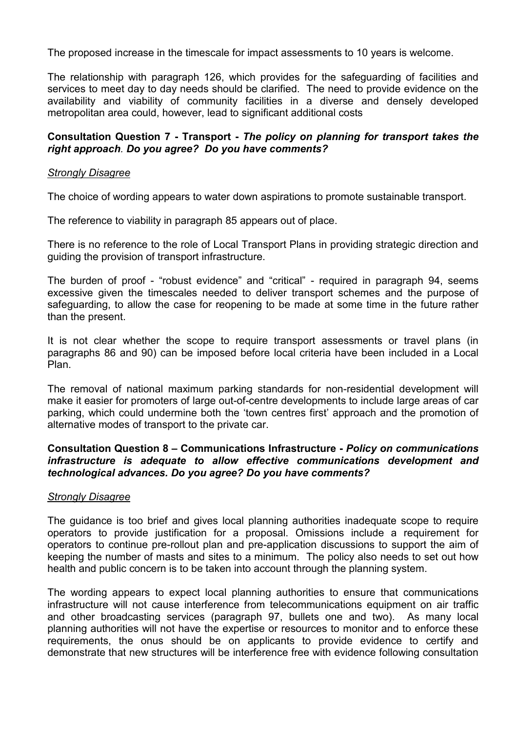The proposed increase in the timescale for impact assessments to 10 years is welcome.

The relationship with paragraph 126, which provides for the safeguarding of facilities and services to meet day to day needs should be clarified. The need to provide evidence on the availability and viability of community facilities in a diverse and densely developed metropolitan area could, however, lead to significant additional costs

**Consultation Question 7 - Transport -** ***The policy on planning for transport takes the right approach. Do you agree? Do you have comments?***

*Strongly Disagree*

The choice of wording appears to water down aspirations to promote sustainable transport.

The reference to viability in paragraph 85 appears out of place.

There is no reference to the role of Local Transport Plans in providing strategic direction and guiding the provision of transport infrastructure.

The burden of proof - "robust evidence" and "critical" - required in paragraph 94, seems excessive given the timescales needed to deliver transport schemes and the purpose of safeguarding, to allow the case for reopening to be made at some time in the future rather than the present.

It is not clear whether the scope to require transport assessments or travel plans (in paragraphs 86 and 90) can be imposed before local criteria have been included in a Local Plan.

The removal of national maximum parking standards for non-residential development will make it easier for promoters of large out-of-centre developments to include large areas of car parking, which could undermine both the 'town centres first' approach and the promotion of alternative modes of transport to the private car.

**Consultation Question 8 – Communications Infrastructure -** ***Policy on communications infrastructure is adequate to allow effective communications development and technological advances. Do you agree? Do you have comments?***

*Strongly Disagree*

The guidance is too brief and gives local planning authorities inadequate scope to require operators to provide justification for a proposal. Omissions include a requirement for operators to continue pre-rollout plan and pre-application discussions to support the aim of keeping the number of masts and sites to a minimum. The policy also needs to set out how health and public concern is to be taken into account through the planning system.

The wording appears to expect local planning authorities to ensure that communications infrastructure will not cause interference from telecommunications equipment on air traffic and other broadcasting services (paragraph 97, bullets one and two). As many local planning authorities will not have the expertise or resources to monitor and to enforce these requirements, the onus should be on applicants to provide evidence to certify and demonstrate that new structures will be interference free with evidence following consultation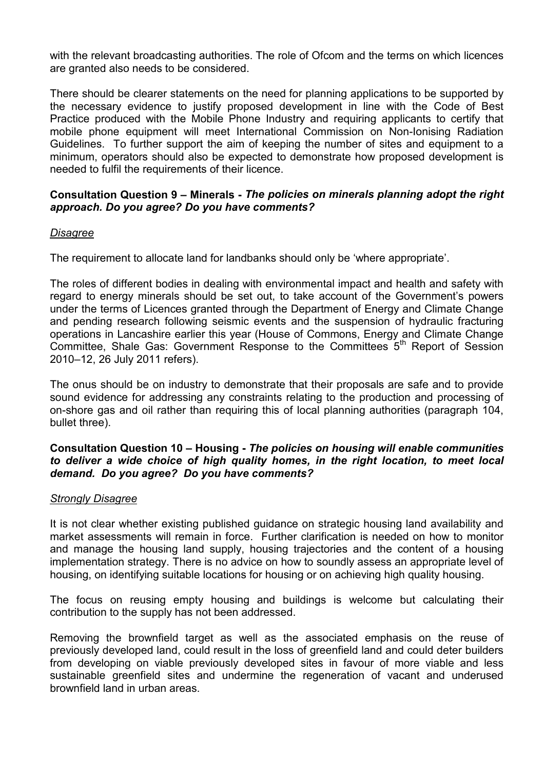with the relevant broadcasting authorities. The role of Ofcom and the terms on which licences are granted also needs to be considered.

There should be clearer statements on the need for planning applications to be supported by the necessary evidence to justify proposed development in line with the Code of Best Practice produced with the Mobile Phone Industry and requiring applicants to certify that mobile phone equipment will meet International Commission on Non-Ionising Radiation Guidelines. To further support the aim of keeping the number of sites and equipment to a minimum, operators should also be expected to demonstrate how proposed development is needed to fulfil the requirements of their licence.

**Consultation Question 9 – Minerals - *The policies on minerals planning adopt the right approach. Do you agree? Do you have comments?***

*Disagree*

The requirement to allocate land for landbanks should only be 'where appropriate'.

The roles of different bodies in dealing with environmental impact and health and safety with regard to energy minerals should be set out, to take account of the Government's powers under the terms of Licences granted through the Department of Energy and Climate Change and pending research following seismic events and the suspension of hydraulic fracturing operations in Lancashire earlier this year (House of Commons, Energy and Climate Change Committee, Shale Gas: Government Response to the Committees 5th Report of Session 2010–12, 26 July 2011 refers).

The onus should be on industry to demonstrate that their proposals are safe and to provide sound evidence for addressing any constraints relating to the production and processing of on-shore gas and oil rather than requiring this of local planning authorities (paragraph 104, bullet three).

**Consultation Question 10 – Housing - *The policies on housing will enable communities to deliver a wide choice of high quality homes, in the right location, to meet local demand. Do you agree? Do you have comments?***

*Strongly Disagree*

It is not clear whether existing published guidance on strategic housing land availability and market assessments will remain in force. Further clarification is needed on how to monitor and manage the housing land supply, housing trajectories and the content of a housing implementation strategy. There is no advice on how to soundly assess an appropriate level of housing, on identifying suitable locations for housing or on achieving high quality housing.

The focus on reusing empty housing and buildings is welcome but calculating their contribution to the supply has not been addressed.

Removing the brownfield target as well as the associated emphasis on the reuse of previously developed land, could result in the loss of greenfield land and could deter builders from developing on viable previously developed sites in favour of more viable and less sustainable greenfield sites and undermine the regeneration of vacant and underused brownfield land in urban areas.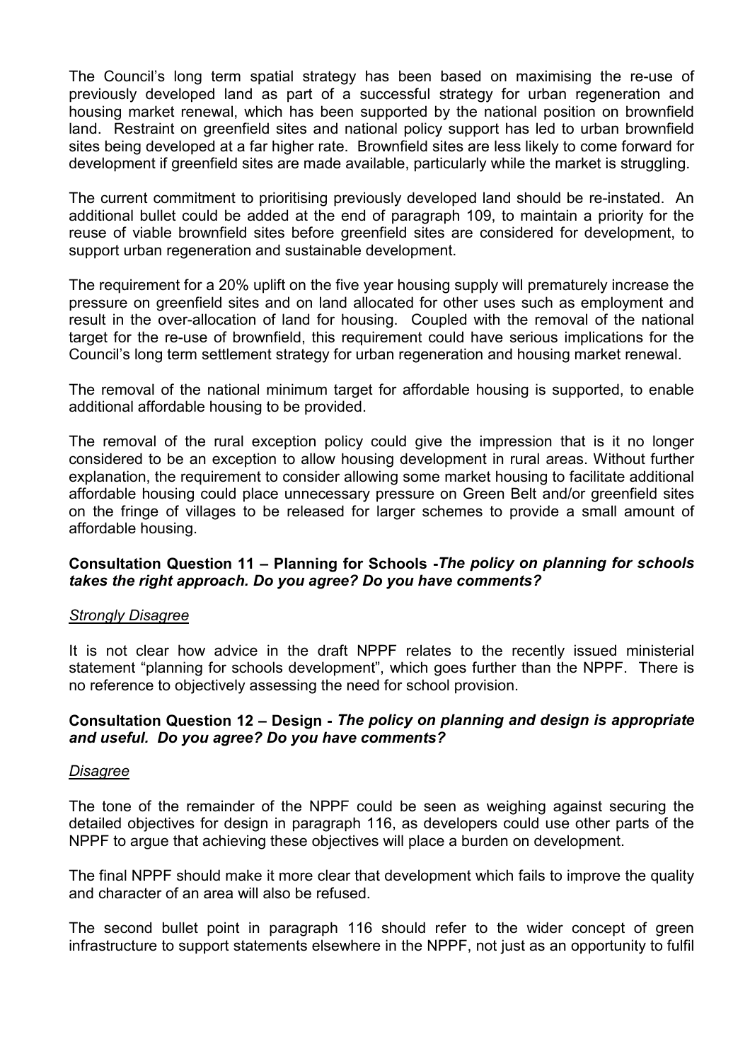The Council's long term spatial strategy has been based on maximising the re-use of previously developed land as part of a successful strategy for urban regeneration and housing market renewal, which has been supported by the national position on brownfield land. Restraint on greenfield sites and national policy support has led to urban brownfield sites being developed at a far higher rate. Brownfield sites are less likely to come forward for development if greenfield sites are made available, particularly while the market is struggling.

The current commitment to prioritising previously developed land should be re-instated. An additional bullet could be added at the end of paragraph 109, to maintain a priority for the reuse of viable brownfield sites before greenfield sites are considered for development, to support urban regeneration and sustainable development.

The requirement for a 20% uplift on the five year housing supply will prematurely increase the pressure on greenfield sites and on land allocated for other uses such as employment and result in the over-allocation of land for housing. Coupled with the removal of the national target for the re-use of brownfield, this requirement could have serious implications for the Council's long term settlement strategy for urban regeneration and housing market renewal.

The removal of the national minimum target for affordable housing is supported, to enable additional affordable housing to be provided.

The removal of the rural exception policy could give the impression that is it no longer considered to be an exception to allow housing development in rural areas. Without further explanation, the requirement to consider allowing some market housing to facilitate additional affordable housing could place unnecessary pressure on Green Belt and/or greenfield sites on the fringe of villages to be released for larger schemes to provide a small amount of affordable housing.

**Consultation Question 11 – Planning for Schools -*The policy on planning for schools takes the right approach. Do you agree? Do you have comments?***

*Strongly Disagree*

It is not clear how advice in the draft NPPF relates to the recently issued ministerial statement "planning for schools development", which goes further than the NPPF. There is no reference to objectively assessing the need for school provision.

**Consultation Question 12 – Design - *The policy on planning and design is appropriate and useful. Do you agree? Do you have comments?***

*Disagree*

The tone of the remainder of the NPPF could be seen as weighing against securing the detailed objectives for design in paragraph 116, as developers could use other parts of the NPPF to argue that achieving these objectives will place a burden on development.

The final NPPF should make it more clear that development which fails to improve the quality and character of an area will also be refused.

The second bullet point in paragraph 116 should refer to the wider concept of green infrastructure to support statements elsewhere in the NPPF, not just as an opportunity to fulfil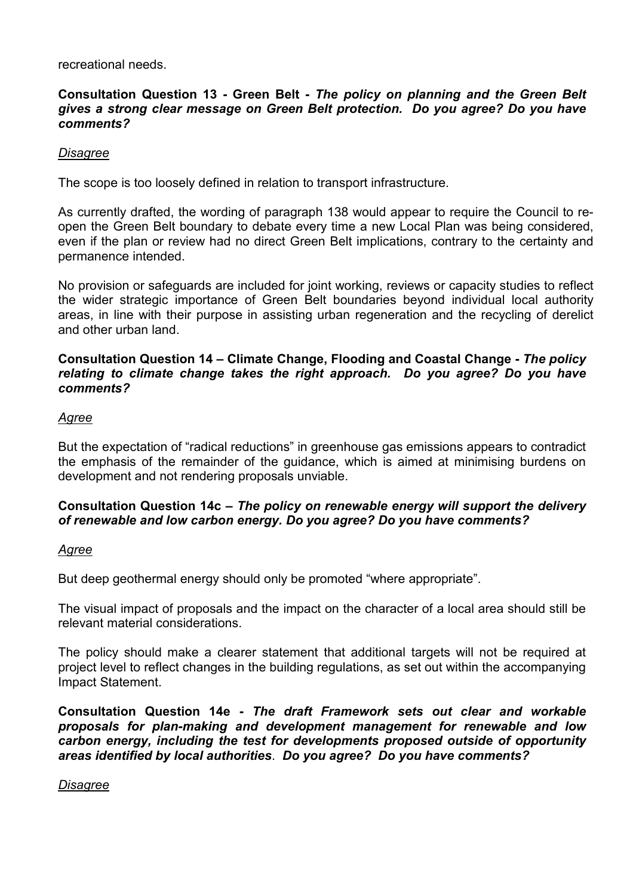recreational needs.

**Consultation Question 13 - Green Belt -** ***The policy on planning and the Green Belt gives a strong clear message on Green Belt protection. Do you agree? Do you have comments?***

*Disagree*

The scope is too loosely defined in relation to transport infrastructure.

As currently drafted, the wording of paragraph 138 would appear to require the Council to re-open the Green Belt boundary to debate every time a new Local Plan was being considered, even if the plan or review had no direct Green Belt implications, contrary to the certainty and permanence intended.

No provision or safeguards are included for joint working, reviews or capacity studies to reflect the wider strategic importance of Green Belt boundaries beyond individual local authority areas, in line with their purpose in assisting urban regeneration and the recycling of derelict and other urban land.

**Consultation Question 14 – Climate Change, Flooding and Coastal Change -** ***The policy relating to climate change takes the right approach. Do you agree? Do you have comments?***

*Agree*

But the expectation of "radical reductions" in greenhouse gas emissions appears to contradict the emphasis of the remainder of the guidance, which is aimed at minimising burdens on development and not rendering proposals unviable.

**Consultation Question 14c –** ***The policy on renewable energy will support the delivery of renewable and low carbon energy. Do you agree? Do you have comments?***

*Agree*

But deep geothermal energy should only be promoted "where appropriate".

The visual impact of proposals and the impact on the character of a local area should still be relevant material considerations.

The policy should make a clearer statement that additional targets will not be required at project level to reflect changes in the building regulations, as set out within the accompanying Impact Statement.

**Consultation Question 14e -** ***The draft Framework sets out clear and workable proposals for plan-making and development management for renewable and low carbon energy, including the test for developments proposed outside of opportunity areas identified by local authorities. Do you agree? Do you have comments?***

*Disagree*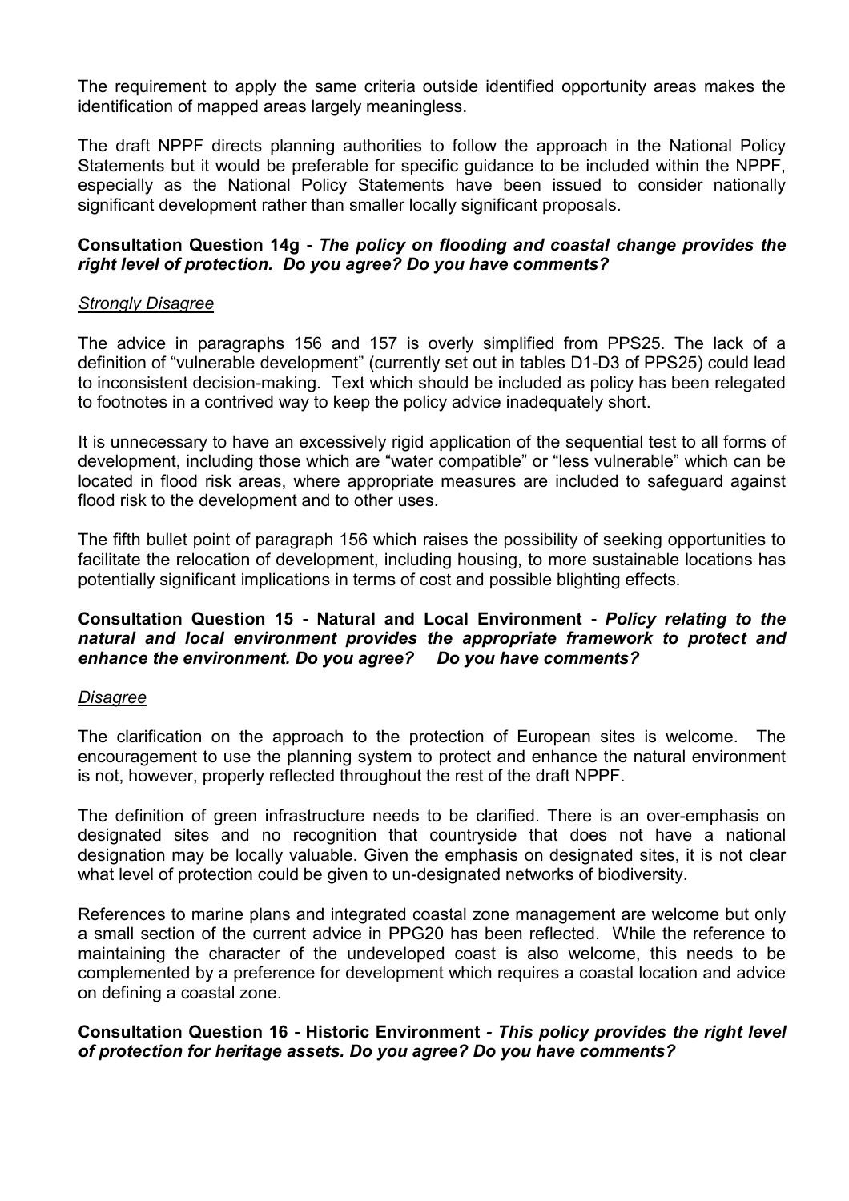The requirement to apply the same criteria outside identified opportunity areas makes the identification of mapped areas largely meaningless.

The draft NPPF directs planning authorities to follow the approach in the National Policy Statements but it would be preferable for specific guidance to be included within the NPPF, especially as the National Policy Statements have been issued to consider nationally significant development rather than smaller locally significant proposals.

**Consultation Question 14g -** ***The policy on flooding and coastal change provides the right level of protection. Do you agree? Do you have comments?***

*Strongly Disagree*

The advice in paragraphs 156 and 157 is overly simplified from PPS25. The lack of a definition of "vulnerable development" (currently set out in tables D1-D3 of PPS25) could lead to inconsistent decision-making. Text which should be included as policy has been relegated to footnotes in a contrived way to keep the policy advice inadequately short.

It is unnecessary to have an excessively rigid application of the sequential test to all forms of development, including those which are "water compatible" or "less vulnerable" which can be located in flood risk areas, where appropriate measures are included to safeguard against flood risk to the development and to other uses.

The fifth bullet point of paragraph 156 which raises the possibility of seeking opportunities to facilitate the relocation of development, including housing, to more sustainable locations has potentially significant implications in terms of cost and possible blighting effects.

**Consultation Question 15 - Natural and Local Environment -** ***Policy relating to the natural and local environment provides the appropriate framework to protect and enhance the environment. Do you agree? Do you have comments?***

*Disagree*

The clarification on the approach to the protection of European sites is welcome. The encouragement to use the planning system to protect and enhance the natural environment is not, however, properly reflected throughout the rest of the draft NPPF.

The definition of green infrastructure needs to be clarified. There is an over-emphasis on designated sites and no recognition that countryside that does not have a national designation may be locally valuable. Given the emphasis on designated sites, it is not clear what level of protection could be given to un-designated networks of biodiversity.

References to marine plans and integrated coastal zone management are welcome but only a small section of the current advice in PPG20 has been reflected. While the reference to maintaining the character of the undeveloped coast is also welcome, this needs to be complemented by a preference for development which requires a coastal location and advice on defining a coastal zone.

**Consultation Question 16 - Historic Environment -** ***This policy provides the right level of protection for heritage assets. Do you agree? Do you have comments?***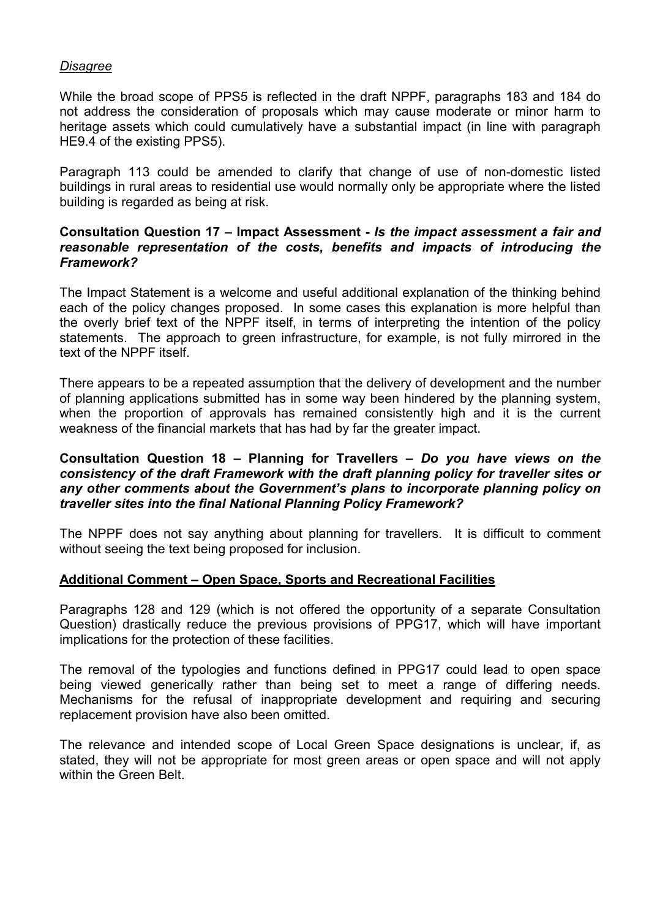*Disagree*

While the broad scope of PPS5 is reflected in the draft NPPF, paragraphs 183 and 184 do not address the consideration of proposals which may cause moderate or minor harm to heritage assets which could cumulatively have a substantial impact (in line with paragraph HE9.4 of the existing PPS5).

Paragraph 113 could be amended to clarify that change of use of non-domestic listed buildings in rural areas to residential use would normally only be appropriate where the listed building is regarded as being at risk.

**Consultation Question 17 – Impact Assessment -** ***Is the impact assessment a fair and reasonable representation of the costs, benefits and impacts of introducing the Framework?***

The Impact Statement is a welcome and useful additional explanation of the thinking behind each of the policy changes proposed. In some cases this explanation is more helpful than the overly brief text of the NPPF itself, in terms of interpreting the intention of the policy statements. The approach to green infrastructure, for example, is not fully mirrored in the text of the NPPF itself.

There appears to be a repeated assumption that the delivery of development and the number of planning applications submitted has in some way been hindered by the planning system, when the proportion of approvals has remained consistently high and it is the current weakness of the financial markets that has had by far the greater impact.

**Consultation Question 18 – Planning for Travellers –** ***Do you have views on the consistency of the draft Framework with the draft planning policy for traveller sites or any other comments about the Government's plans to incorporate planning policy on traveller sites into the final National Planning Policy Framework?***

The NPPF does not say anything about planning for travellers. It is difficult to comment without seeing the text being proposed for inclusion.

**Additional Comment – Open Space, Sports and Recreational Facilities**

Paragraphs 128 and 129 (which is not offered the opportunity of a separate Consultation Question) drastically reduce the previous provisions of PPG17, which will have important implications for the protection of these facilities.

The removal of the typologies and functions defined in PPG17 could lead to open space being viewed generically rather than being set to meet a range of differing needs. Mechanisms for the refusal of inappropriate development and requiring and securing replacement provision have also been omitted.

The relevance and intended scope of Local Green Space designations is unclear, if, as stated, they will not be appropriate for most green areas or open space and will not apply within the Green Belt.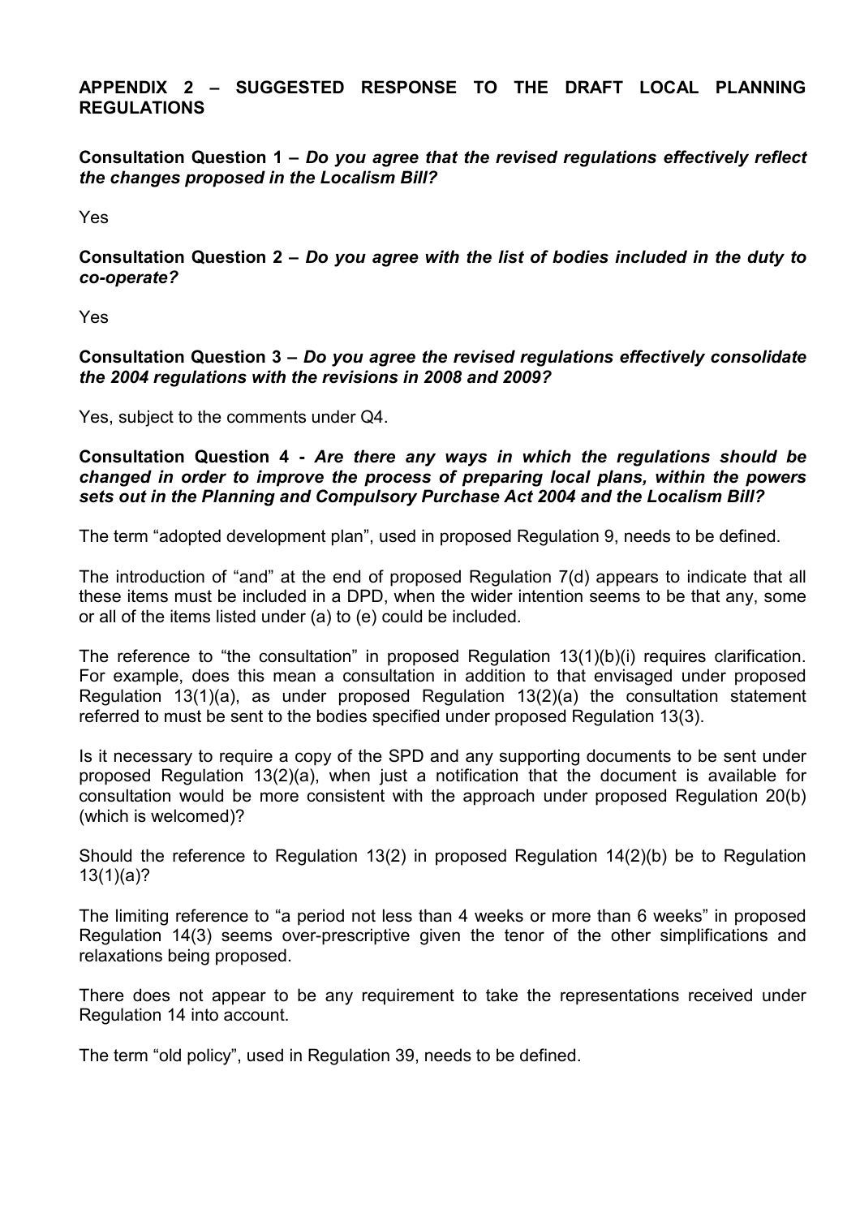## APPENDIX 2 – SUGGESTED RESPONSE TO THE DRAFT LOCAL PLANNING REGULATIONS

**Consultation Question 1 –** ***Do you agree that the revised regulations effectively reflect the changes proposed in the Localism Bill?***

Yes

**Consultation Question 2 –** ***Do you agree with the list of bodies included in the duty to co-operate?***

Yes

**Consultation Question 3 –** ***Do you agree the revised regulations effectively consolidate the 2004 regulations with the revisions in 2008 and 2009?***

Yes, subject to the comments under Q4.

**Consultation Question 4 -** ***Are there any ways in which the regulations should be changed in order to improve the process of preparing local plans, within the powers sets out in the Planning and Compulsory Purchase Act 2004 and the Localism Bill?***

The term "adopted development plan", used in proposed Regulation 9, needs to be defined.

The introduction of "and" at the end of proposed Regulation 7(d) appears to indicate that all these items must be included in a DPD, when the wider intention seems to be that any, some or all of the items listed under (a) to (e) could be included.

The reference to "the consultation" in proposed Regulation 13(1)(b)(i) requires clarification. For example, does this mean a consultation in addition to that envisaged under proposed Regulation 13(1)(a), as under proposed Regulation 13(2)(a) the consultation statement referred to must be sent to the bodies specified under proposed Regulation 13(3).

Is it necessary to require a copy of the SPD and any supporting documents to be sent under proposed Regulation 13(2)(a), when just a notification that the document is available for consultation would be more consistent with the approach under proposed Regulation 20(b) (which is welcomed)?

Should the reference to Regulation 13(2) in proposed Regulation 14(2)(b) be to Regulation 13(1)(a)?

The limiting reference to "a period not less than 4 weeks or more than 6 weeks" in proposed Regulation 14(3) seems over-prescriptive given the tenor of the other simplifications and relaxations being proposed.

There does not appear to be any requirement to take the representations received under Regulation 14 into account.

The term "old policy", used in Regulation 39, needs to be defined.